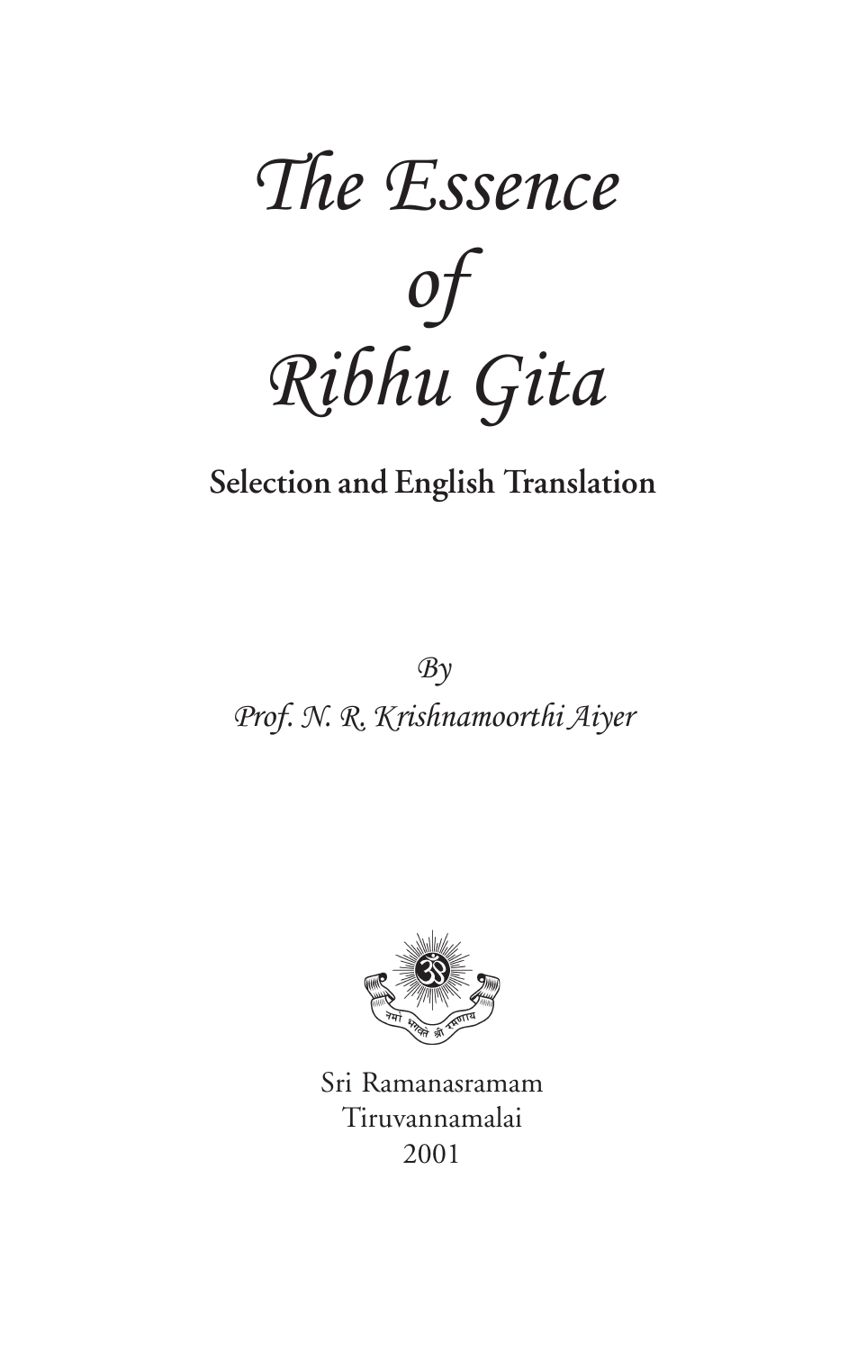# The Essence of Ribhu Gita

**Selection and English Translation**

*By*

*Prof. N. R. Krishnamoorthi Aiyer*

नमो भगवते श्री रमणाय

Sri Ramanasramam
Tiruvannamalai
2001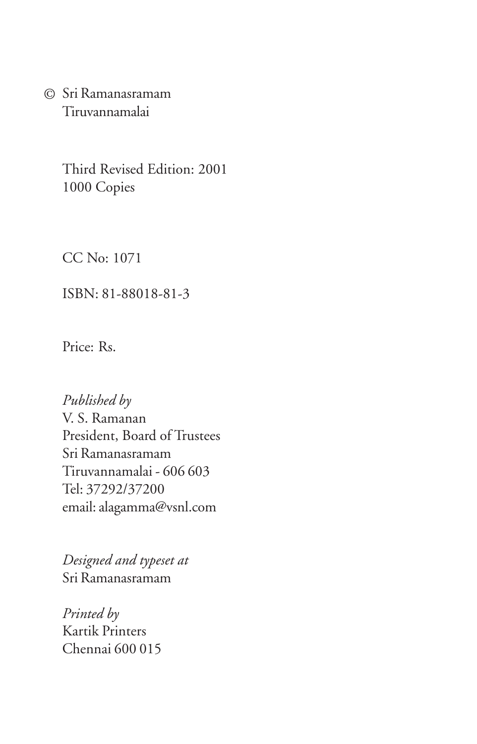© Sri Ramanasramam
Tiruvannamalai

Third Revised Edition: 2001
1000 Copies

CC No: 1071

ISBN: 81-88018-81-3

Price: Rs.

*Published by*
V. S. Ramanan
President, Board of Trustees
Sri Ramanasramam
Tiruvannamalai - 606 603
Tel: 37292/37200
email: alagamma@vsnl.com

*Designed and typeset at*
Sri Ramanasramam

*Printed by*
Kartik Printers
Chennai 600 015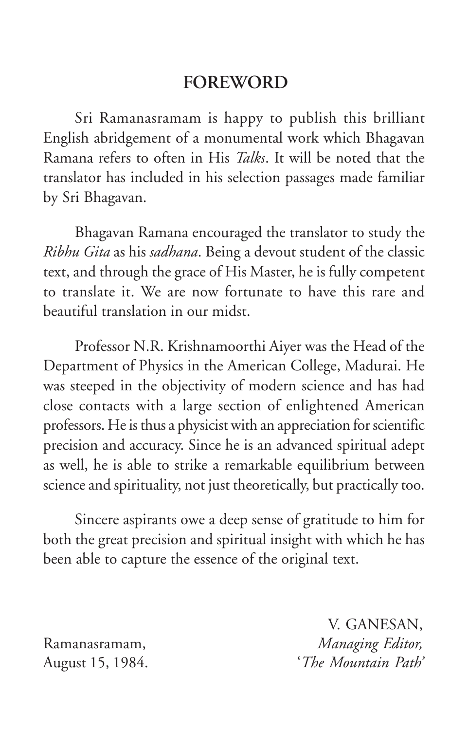# FOREWORD

Sri Ramanasramam is happy to publish this brilliant English abridgement of a monumental work which Bhagavan Ramana refers to often in His *Talks*. It will be noted that the translator has included in his selection passages made familiar by Sri Bhagavan.

Bhagavan Ramana encouraged the translator to study the *Ribhu Gita* as his *sadhana*. Being a devout student of the classic text, and through the grace of His Master, he is fully competent to translate it. We are now fortunate to have this rare and beautiful translation in our midst.

Professor N.R. Krishnamoorthi Aiyer was the Head of the Department of Physics in the American College, Madurai. He was steeped in the objectivity of modern science and has had close contacts with a large section of enlightened American professors. He is thus a physicist with an appreciation for scientific precision and accuracy. Since he is an advanced spiritual adept as well, he is able to strike a remarkable equilibrium between science and spirituality, not just theoretically, but practically too.

Sincere aspirants owe a deep sense of gratitude to him for both the great precision and spiritual insight with which he has been able to capture the essence of the original text.

V. GANESAN,
*Managing Editor,*
'*The Mountain Path*'

Ramanasramam,
August 15, 1984.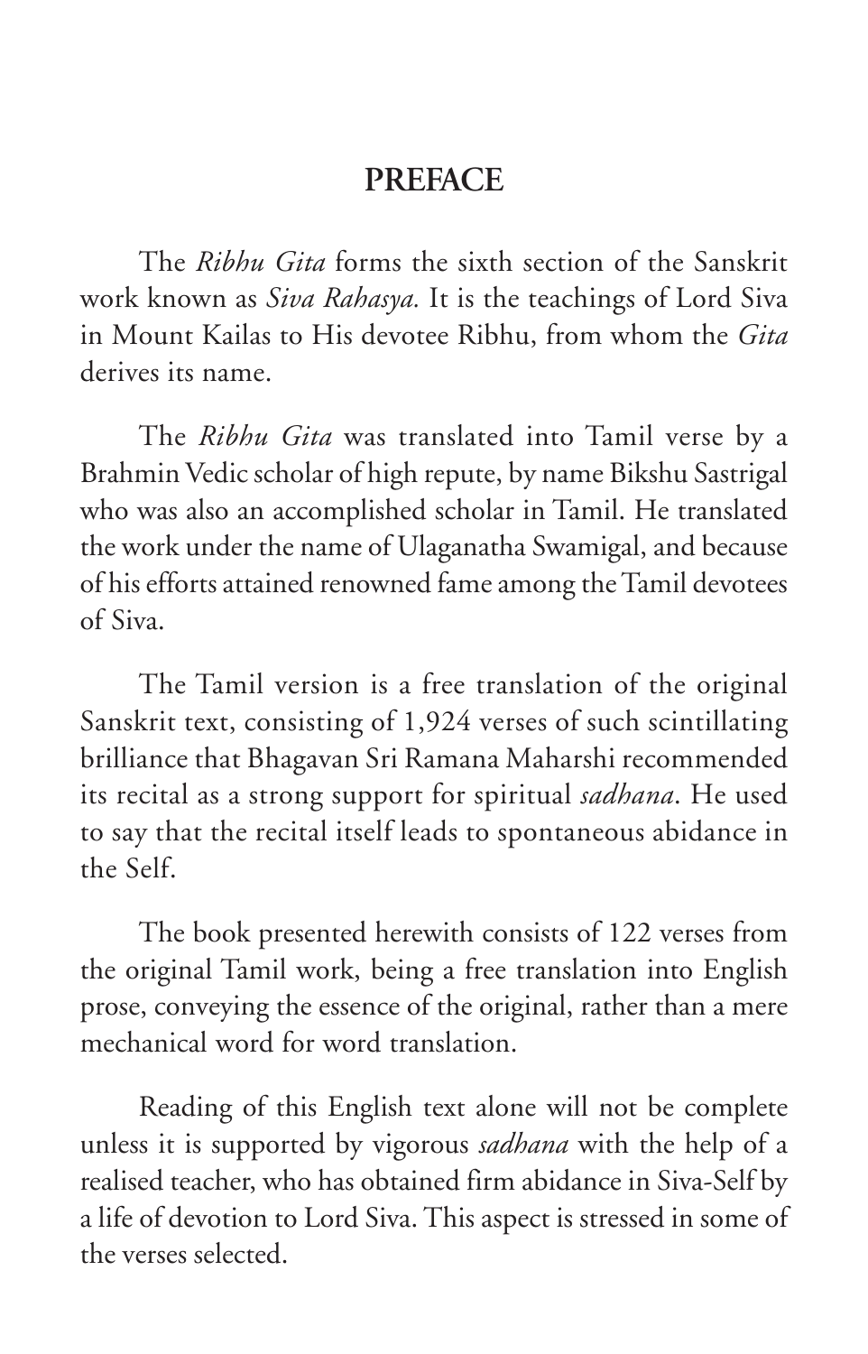# PREFACE

The *Ribhu Gita* forms the sixth section of the Sanskrit work known as *Siva Rahasya.* It is the teachings of Lord Siva in Mount Kailas to His devotee Ribhu, from whom the *Gita* derives its name.

The *Ribhu Gita* was translated into Tamil verse by a Brahmin Vedic scholar of high repute, by name Bikshu Sastrigal who was also an accomplished scholar in Tamil. He translated the work under the name of Ulaganatha Swamigal, and because of his efforts attained renowned fame among the Tamil devotees of Siva.

The Tamil version is a free translation of the original Sanskrit text, consisting of 1,924 verses of such scintillating brilliance that Bhagavan Sri Ramana Maharshi recommended its recital as a strong support for spiritual *sadhana*. He used to say that the recital itself leads to spontaneous abidance in the Self.

The book presented herewith consists of 122 verses from the original Tamil work, being a free translation into English prose, conveying the essence of the original, rather than a mere mechanical word for word translation.

Reading of this English text alone will not be complete unless it is supported by vigorous *sadhana* with the help of a realised teacher, who has obtained firm abidance in Siva-Self by a life of devotion to Lord Siva. This aspect is stressed in some of the verses selected.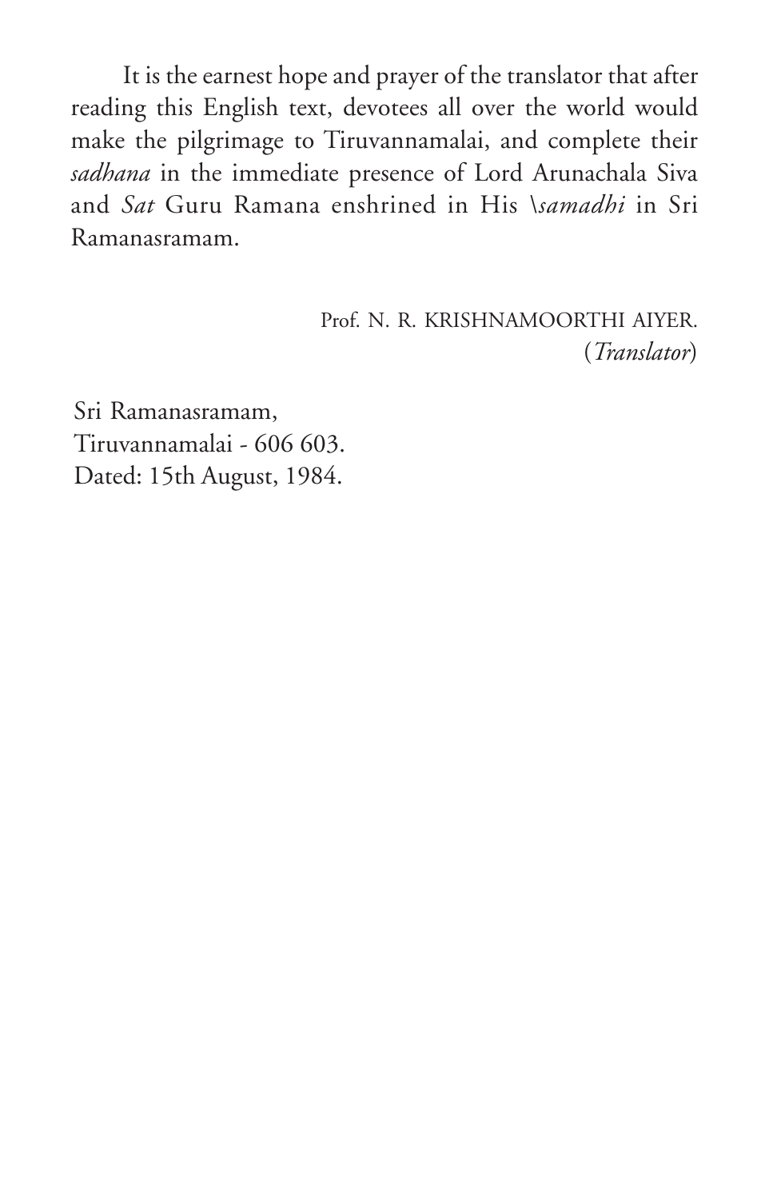It is the earnest hope and prayer of the translator that after reading this English text, devotees all over the world would make the pilgrimage to Tiruvannamalai, and complete their *sadhana* in the immediate presence of Lord Arunachala Siva and *Sat* Guru Ramana enshrined in His \*samadhi* in Sri Ramanasramam.

Prof. N. R. KRISHNAMOORTHI AIYER.
(*Translator*)

Sri Ramanasramam,
Tiruvannamalai - 606 603.
Dated: 15th August, 1984.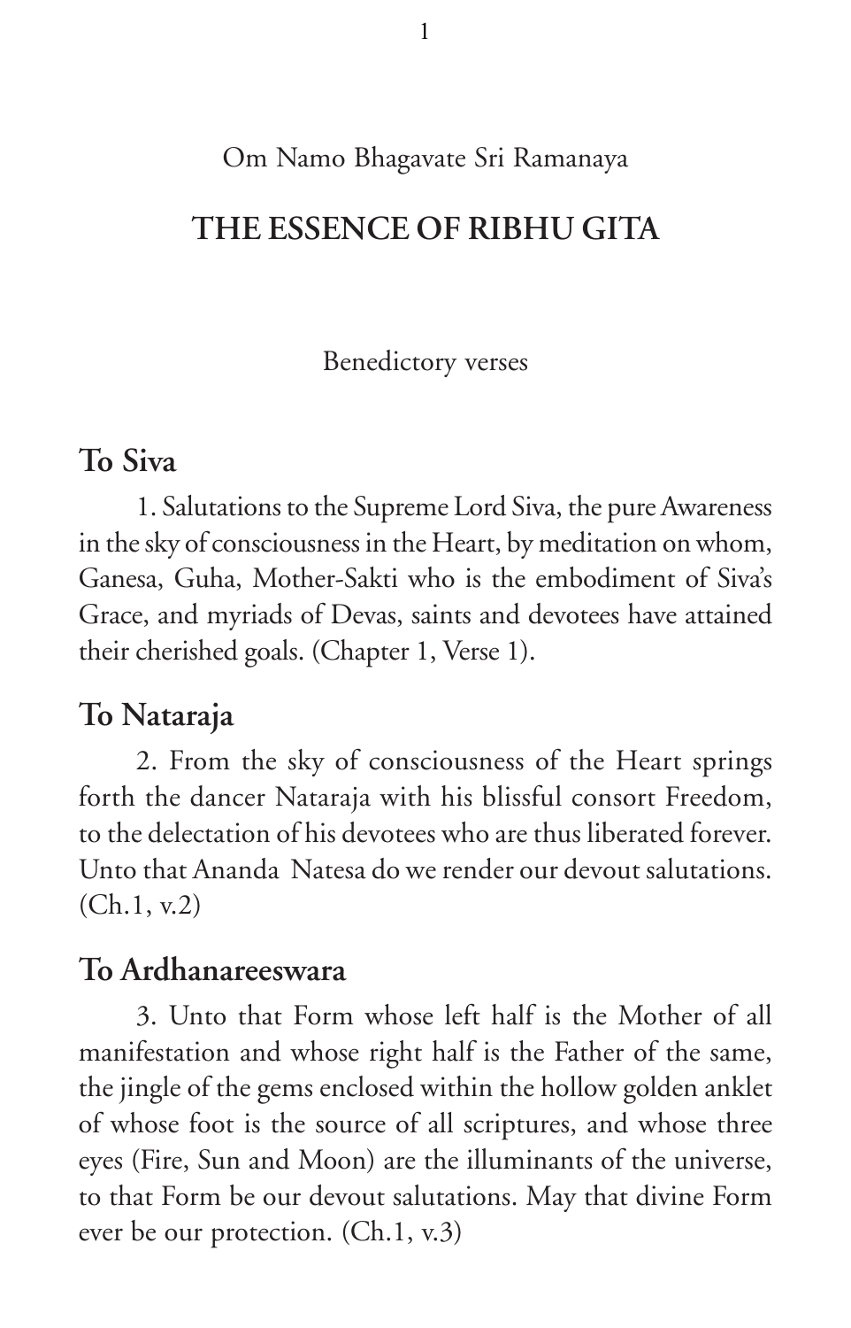Om Namo Bhagavate Sri Ramanaya

# THE ESSENCE OF RIBHU GITA

Benedictory verses

## To Siva

1. Salutations to the Supreme Lord Siva, the pure Awareness in the sky of consciousness in the Heart, by meditation on whom, Ganesa, Guha, Mother-Sakti who is the embodiment of Siva's Grace, and myriads of Devas, saints and devotees have attained their cherished goals. (Chapter 1, Verse 1).

## To Nataraja

2. From the sky of consciousness of the Heart springs forth the dancer Nataraja with his blissful consort Freedom, to the delectation of his devotees who are thus liberated forever. Unto that Ananda Natesa do we render our devout salutations. (Ch.1, v.2)

## To Ardhanareeswara

3. Unto that Form whose left half is the Mother of all manifestation and whose right half is the Father of the same, the jingle of the gems enclosed within the hollow golden anklet of whose foot is the source of all scriptures, and whose three eyes (Fire, Sun and Moon) are the illuminants of the universe, to that Form be our devout salutations. May that divine Form ever be our protection. (Ch.1, v.3)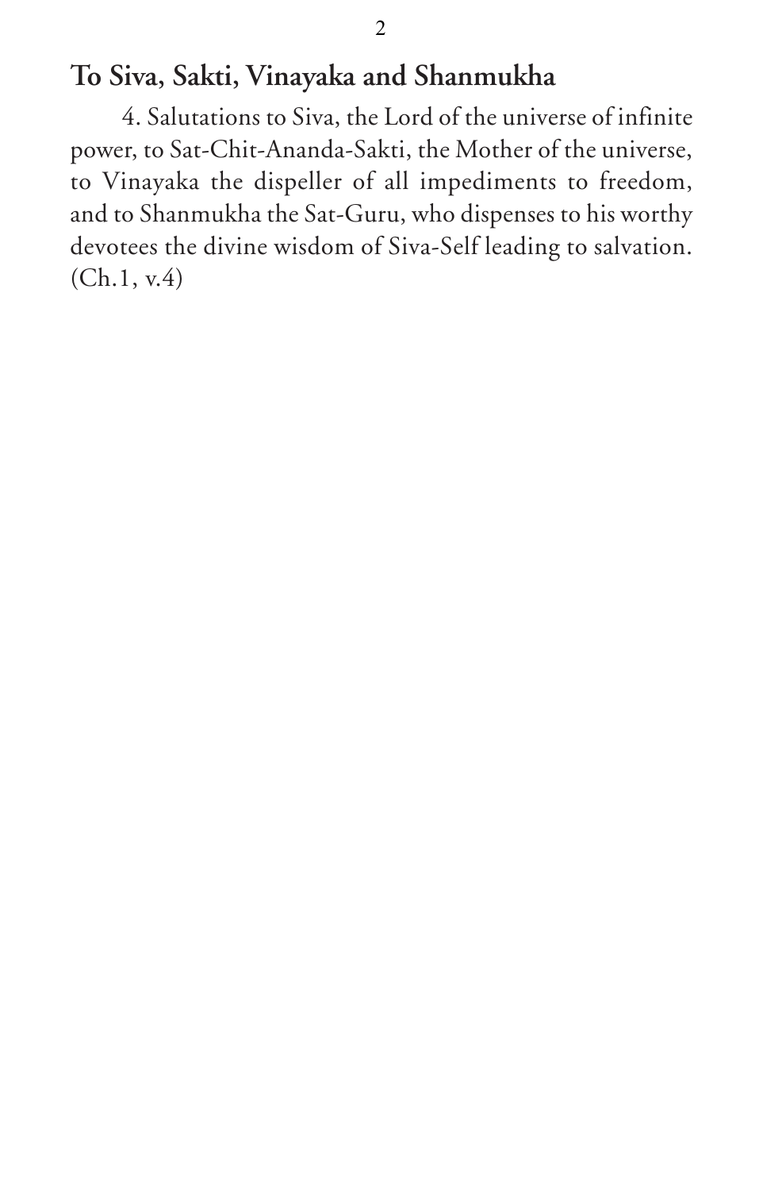## To Siva, Sakti, Vinayaka and Shanmukha

4. Salutations to Siva, the Lord of the universe of infinite power, to Sat-Chit-Ananda-Sakti, the Mother of the universe, to Vinayaka the dispeller of all impediments to freedom, and to Shanmukha the Sat-Guru, who dispenses to his worthy devotees the divine wisdom of Siva-Self leading to salvation. (Ch.1, v.4)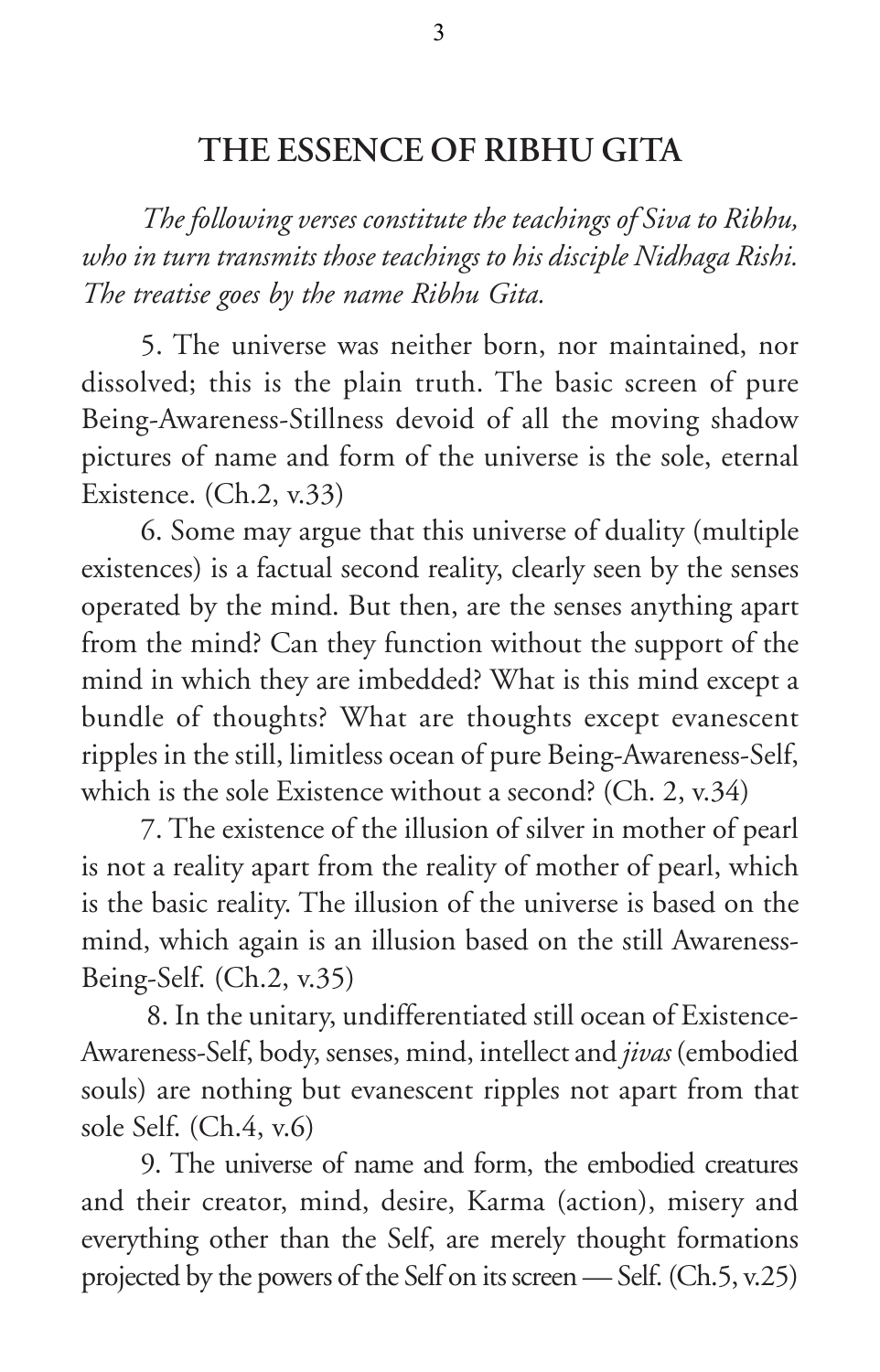## THE ESSENCE OF RIBHU GITA

*The following verses constitute the teachings of Siva to Ribhu, who in turn transmits those teachings to his disciple Nidhaga Rishi. The treatise goes by the name Ribhu Gita.*

5. The universe was neither born, nor maintained, nor dissolved; this is the plain truth. The basic screen of pure Being-Awareness-Stillness devoid of all the moving shadow pictures of name and form of the universe is the sole, eternal Existence. (Ch.2, v.33)

6. Some may argue that this universe of duality (multiple existences) is a factual second reality, clearly seen by the senses operated by the mind. But then, are the senses anything apart from the mind? Can they function without the support of the mind in which they are imbedded? What is this mind except a bundle of thoughts? What are thoughts except evanescent ripples in the still, limitless ocean of pure Being-Awareness-Self, which is the sole Existence without a second? (Ch. 2, v.34)

7. The existence of the illusion of silver in mother of pearl is not a reality apart from the reality of mother of pearl, which is the basic reality. The illusion of the universe is based on the mind, which again is an illusion based on the still Awareness-Being-Self. (Ch.2, v.35)

8. In the unitary, undifferentiated still ocean of Existence-Awareness-Self, body, senses, mind, intellect and *jivas* (embodied souls) are nothing but evanescent ripples not apart from that sole Self. (Ch.4, v.6)

9. The universe of name and form, the embodied creatures and their creator, mind, desire, Karma (action), misery and everything other than the Self, are merely thought formations projected by the powers of the Self on its screen — Self. (Ch.5, v.25)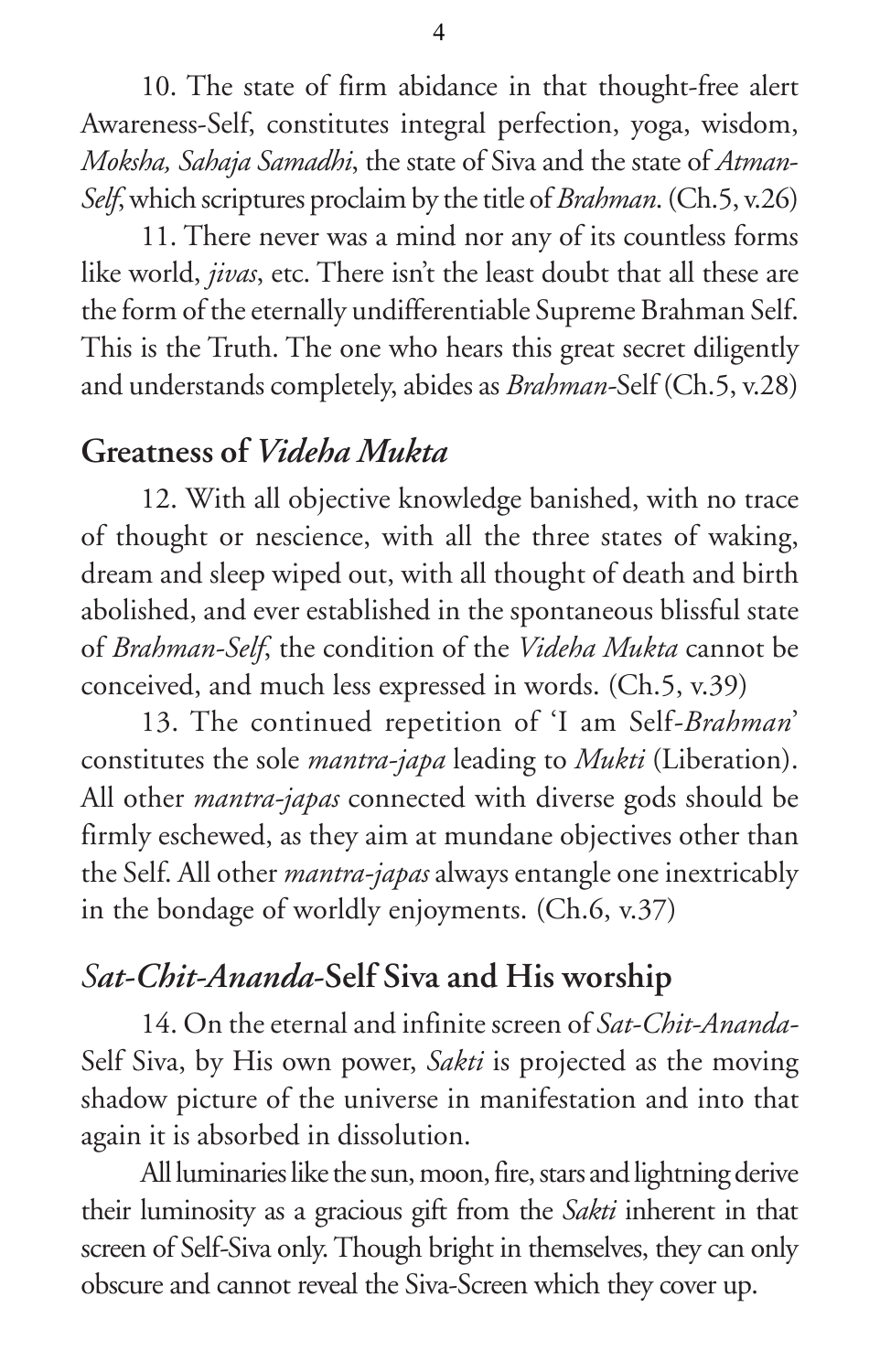10. The state of firm abidance in that thought-free alert Awareness-Self, constitutes integral perfection, yoga, wisdom, *Moksha, Sahaja Samadhi*, the state of Siva and the state of *Atman-Self*, which scriptures proclaim by the title of *Brahman*. (Ch.5, v.26)

11. There never was a mind nor any of its countless forms like world, *jivas*, etc. There isn't the least doubt that all these are the form of the eternally undifferentiable Supreme Brahman Self. This is the Truth. The one who hears this great secret diligently and understands completely, abides as *Brahman*-Self (Ch.5, v.28)

## Greatness of *Videha Mukta*

12. With all objective knowledge banished, with no trace of thought or nescience, with all the three states of waking, dream and sleep wiped out, with all thought of death and birth abolished, and ever established in the spontaneous blissful state of *Brahman-Self*, the condition of the *Videha Mukta* cannot be conceived, and much less expressed in words. (Ch.5, v.39)

13. The continued repetition of 'I am Self-*Brahman*' constitutes the sole *mantra-japa* leading to *Mukti* (Liberation). All other *mantra-japas* connected with diverse gods should be firmly eschewed, as they aim at mundane objectives other than the Self. All other *mantra-japas* always entangle one inextricably in the bondage of worldly enjoyments. (Ch.6, v.37)

## *Sat-Chit-Ananda*-Self Siva and His worship

14. On the eternal and infinite screen of *Sat-Chit-Ananda*-Self Siva, by His own power, *Sakti* is projected as the moving shadow picture of the universe in manifestation and into that again it is absorbed in dissolution.

All luminaries like the sun, moon, fire, stars and lightning derive their luminosity as a gracious gift from the *Sakti* inherent in that screen of Self-Siva only. Though bright in themselves, they can only obscure and cannot reveal the Siva-Screen which they cover up.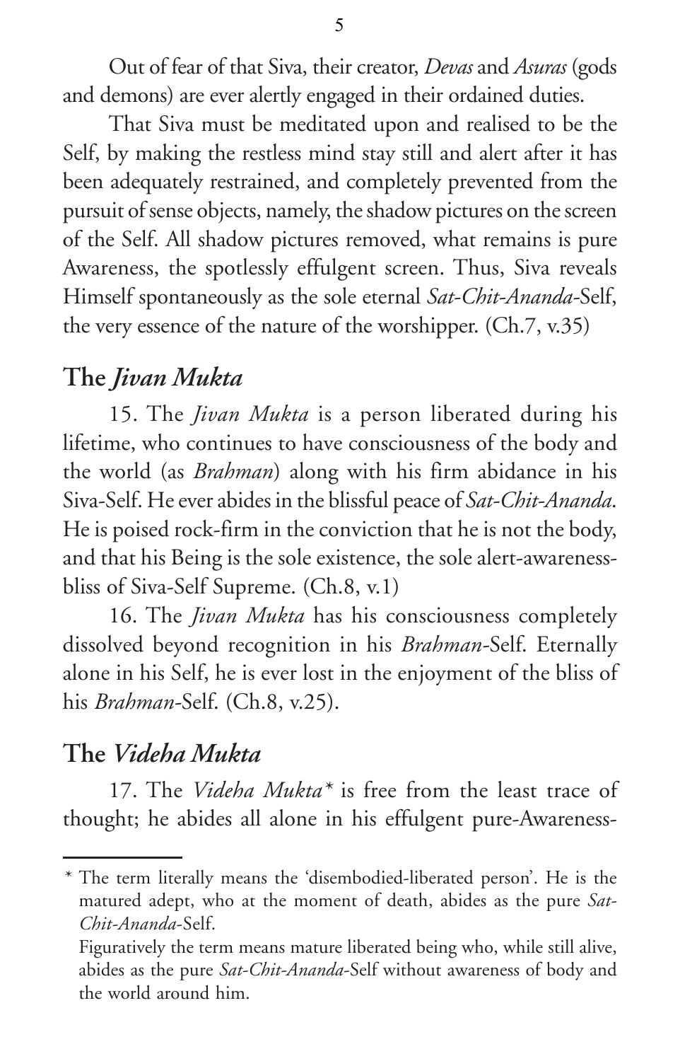Out of fear of that Siva, their creator, *Devas* and *Asuras* (gods and demons) are ever alertly engaged in their ordained duties.

That Siva must be meditated upon and realised to be the Self, by making the restless mind stay still and alert after it has been adequately restrained, and completely prevented from the pursuit of sense objects, namely, the shadow pictures on the screen of the Self. All shadow pictures removed, what remains is pure Awareness, the spotlessly effulgent screen. Thus, Siva reveals Himself spontaneously as the sole eternal *Sat-Chit-Ananda*-Self, the very essence of the nature of the worshipper. (Ch.7, v.35)

## The *Jivan Mukta*

15. The *Jivan Mukta* is a person liberated during his lifetime, who continues to have consciousness of the body and the world (as *Brahman*) along with his firm abidance in his Siva-Self. He ever abides in the blissful peace of *Sat-Chit-Ananda*. He is poised rock-firm in the conviction that he is not the body, and that his Being is the sole existence, the sole alert-awareness-bliss of Siva-Self Supreme. (Ch.8, v.1)

16. The *Jivan Mukta* has his consciousness completely dissolved beyond recognition in his *Brahman*-Self. Eternally alone in his Self, he is ever lost in the enjoyment of the bliss of his *Brahman*-Self. (Ch.8, v.25).

## The *Videha Mukta*

17. The *Videha Mukta** is free from the least trace of thought; he abides all alone in his effulgent pure-Awareness-

---

\* The term literally means the 'disembodied-liberated person'. He is the matured adept, who at the moment of death, abides as the pure *Sat-Chit-Ananda*-Self.

Figuratively the term means mature liberated being who, while still alive, abides as the pure *Sat-Chit-Ananda*-Self without awareness of body and the world around him.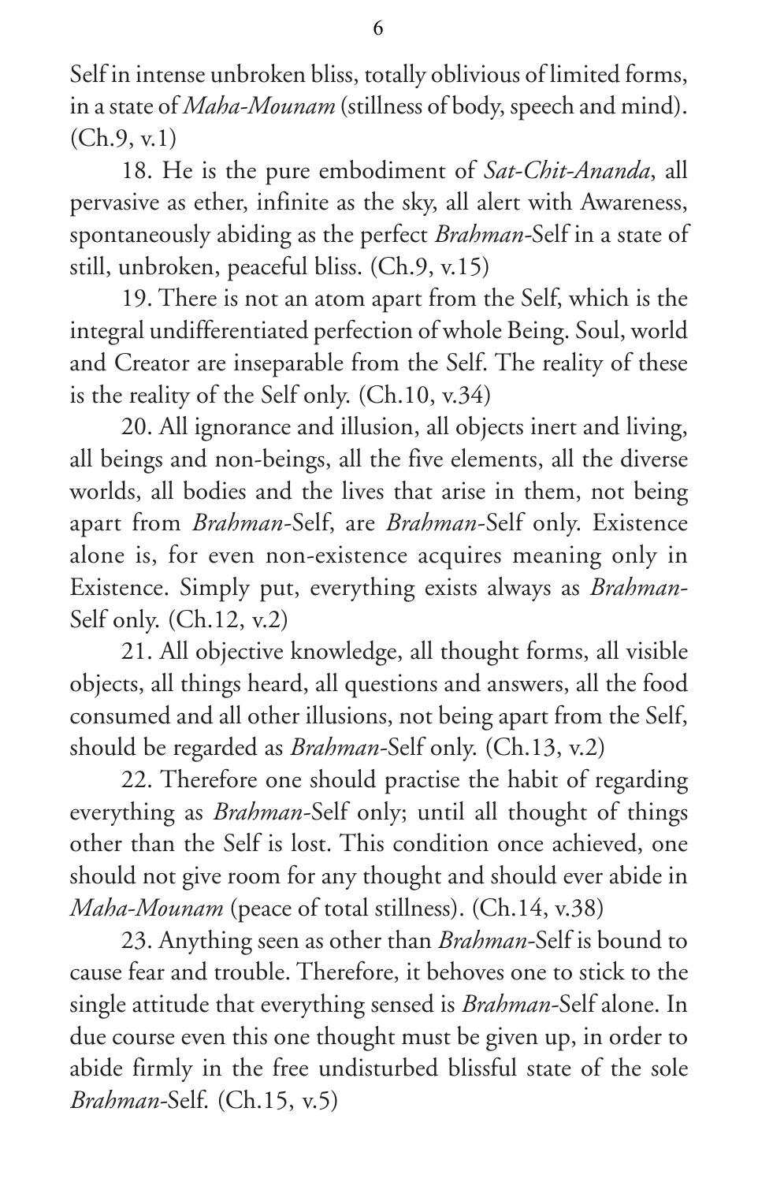Self in intense unbroken bliss, totally oblivious of limited forms, in a state of *Maha-Mounam* (stillness of body, speech and mind). (Ch.9, v.1)

18. He is the pure embodiment of *Sat-Chit-Ananda*, all pervasive as ether, infinite as the sky, all alert with Awareness, spontaneously abiding as the perfect *Brahman*-Self in a state of still, unbroken, peaceful bliss. (Ch.9, v.15)

19. There is not an atom apart from the Self, which is the integral undifferentiated perfection of whole Being. Soul, world and Creator are inseparable from the Self. The reality of these is the reality of the Self only. (Ch.10, v.34)

20. All ignorance and illusion, all objects inert and living, all beings and non-beings, all the five elements, all the diverse worlds, all bodies and the lives that arise in them, not being apart from *Brahman*-Self, are *Brahman*-Self only. Existence alone is, for even non-existence acquires meaning only in Existence. Simply put, everything exists always as *Brahman*-Self only. (Ch.12, v.2)

21. All objective knowledge, all thought forms, all visible objects, all things heard, all questions and answers, all the food consumed and all other illusions, not being apart from the Self, should be regarded as *Brahman*-Self only. (Ch.13, v.2)

22. Therefore one should practise the habit of regarding everything as *Brahman*-Self only; until all thought of things other than the Self is lost. This condition once achieved, one should not give room for any thought and should ever abide in *Maha-Mounam* (peace of total stillness). (Ch.14, v.38)

23. Anything seen as other than *Brahman*-Self is bound to cause fear and trouble. Therefore, it behoves one to stick to the single attitude that everything sensed is *Brahman*-Self alone. In due course even this one thought must be given up, in order to abide firmly in the free undisturbed blissful state of the sole *Brahman*-Self. (Ch.15, v.5)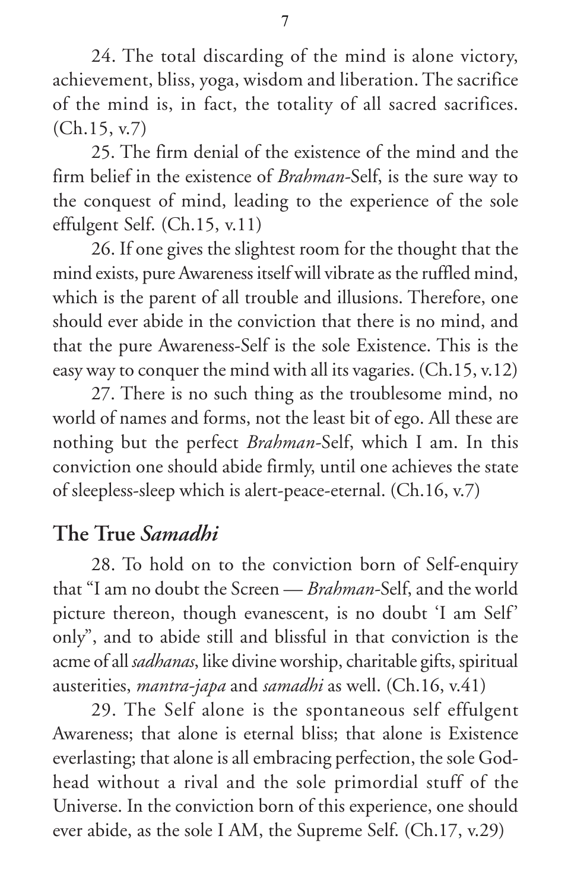24. The total discarding of the mind is alone victory, achievement, bliss, yoga, wisdom and liberation. The sacrifice of the mind is, in fact, the totality of all sacred sacrifices. (Ch.15, v.7)

25. The firm denial of the existence of the mind and the firm belief in the existence of *Brahman*-Self, is the sure way to the conquest of mind, leading to the experience of the sole effulgent Self. (Ch.15, v.11)

26. If one gives the slightest room for the thought that the mind exists, pure Awareness itself will vibrate as the ruffled mind, which is the parent of all trouble and illusions. Therefore, one should ever abide in the conviction that there is no mind, and that the pure Awareness-Self is the sole Existence. This is the easy way to conquer the mind with all its vagaries. (Ch.15, v.12)

27. There is no such thing as the troublesome mind, no world of names and forms, not the least bit of ego. All these are nothing but the perfect *Brahman*-Self, which I am. In this conviction one should abide firmly, until one achieves the state of sleepless-sleep which is alert-peace-eternal. (Ch.16, v.7)

## The True *Samadhi*

28. To hold on to the conviction born of Self-enquiry that "I am no doubt the Screen — *Brahman*-Self, and the world picture thereon, though evanescent, is no doubt 'I am Self' only", and to abide still and blissful in that conviction is the acme of all *sadhanas*, like divine worship, charitable gifts, spiritual austerities, *mantra-japa* and *samadhi* as well. (Ch.16, v.41)

29. The Self alone is the spontaneous self effulgent Awareness; that alone is eternal bliss; that alone is Existence everlasting; that alone is all embracing perfection, the sole God-head without a rival and the sole primordial stuff of the Universe. In the conviction born of this experience, one should ever abide, as the sole I AM, the Supreme Self. (Ch.17, v.29)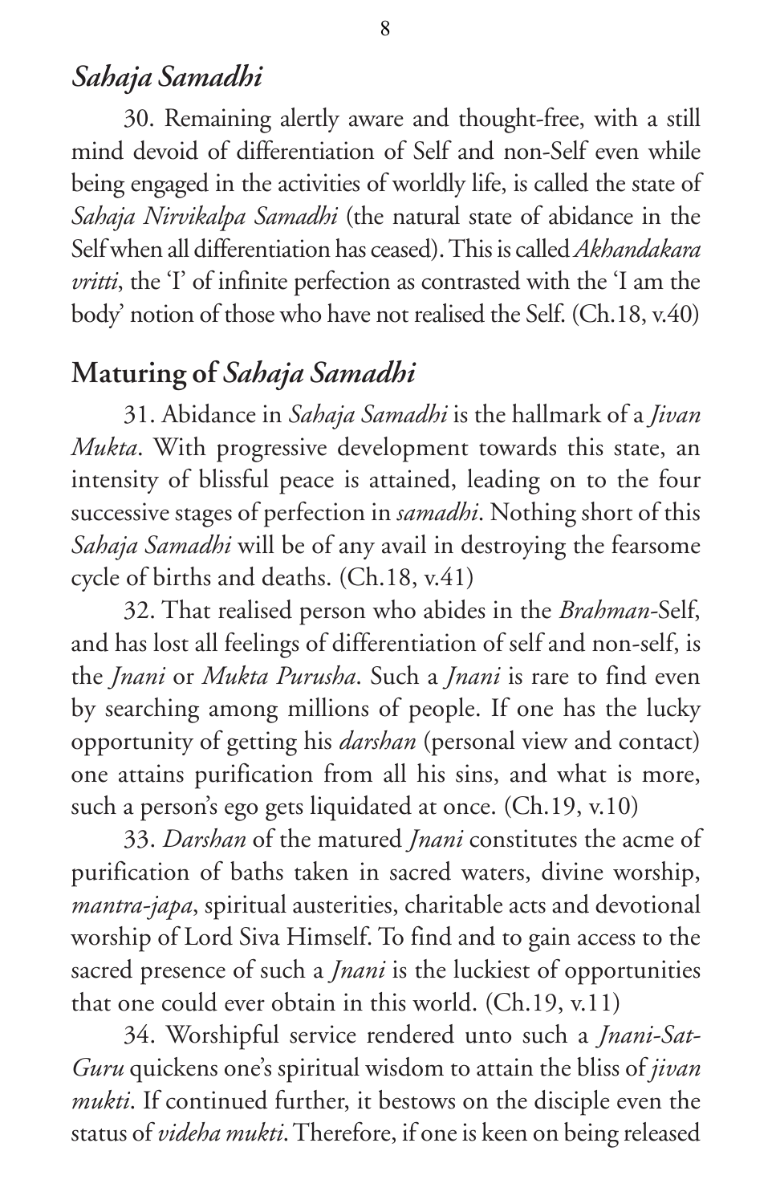## *Sahaja Samadhi*

30. Remaining alertly aware and thought-free, with a still mind devoid of differentiation of Self and non-Self even while being engaged in the activities of worldly life, is called the state of *Sahaja Nirvikalpa Samadhi* (the natural state of abidance in the Self when all differentiation has ceased). This is called *Akhandakara vritti*, the 'I' of infinite perfection as contrasted with the 'I am the body' notion of those who have not realised the Self. (Ch.18, v.40)

## Maturing of *Sahaja Samadhi*

31. Abidance in *Sahaja Samadhi* is the hallmark of a *Jivan Mukta*. With progressive development towards this state, an intensity of blissful peace is attained, leading on to the four successive stages of perfection in *samadhi*. Nothing short of this *Sahaja Samadhi* will be of any avail in destroying the fearsome cycle of births and deaths. (Ch.18, v.41)

32. That realised person who abides in the *Brahman*-Self, and has lost all feelings of differentiation of self and non-self, is the *Jnani* or *Mukta Purusha*. Such a *Jnani* is rare to find even by searching among millions of people. If one has the lucky opportunity of getting his *darshan* (personal view and contact) one attains purification from all his sins, and what is more, such a person's ego gets liquidated at once. (Ch.19, v.10)

33. *Darshan* of the matured *Jnani* constitutes the acme of purification of baths taken in sacred waters, divine worship, *mantra-japa*, spiritual austerities, charitable acts and devotional worship of Lord Siva Himself. To find and to gain access to the sacred presence of such a *Jnani* is the luckiest of opportunities that one could ever obtain in this world. (Ch.19, v.11)

34. Worshipful service rendered unto such a *Jnani-Sat-Guru* quickens one's spiritual wisdom to attain the bliss of *jivan mukti*. If continued further, it bestows on the disciple even the status of *videha mukti*. Therefore, if one is keen on being released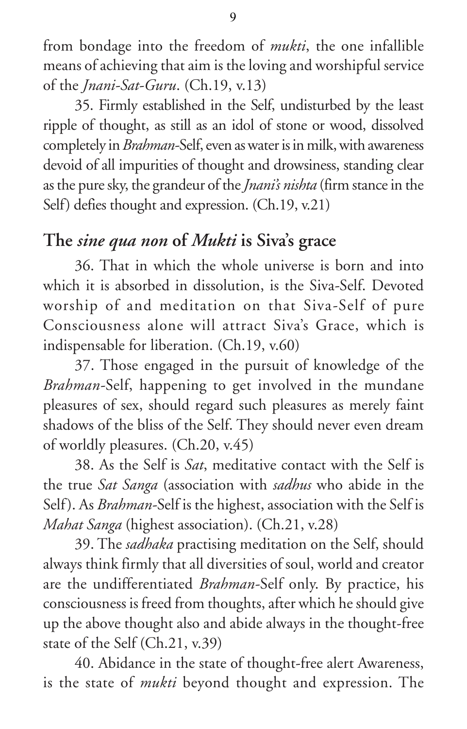from bondage into the freedom of *mukti*, the one infallible means of achieving that aim is the loving and worshipful service of the *Jnani-Sat-Guru*. (Ch.19, v.13)

35. Firmly established in the Self, undisturbed by the least ripple of thought, as still as an idol of stone or wood, dissolved completely in *Brahman*-Self, even as water is in milk, with awareness devoid of all impurities of thought and drowsiness, standing clear as the pure sky, the grandeur of the *Jnani's nishta* (firm stance in the Self) defies thought and expression. (Ch.19, v.21)

## The *sine qua non* of *Mukti* is Siva's grace

36. That in which the whole universe is born and into which it is absorbed in dissolution, is the Siva-Self. Devoted worship of and meditation on that Siva-Self of pure Consciousness alone will attract Siva's Grace, which is indispensable for liberation. (Ch.19, v.60)

37. Those engaged in the pursuit of knowledge of the *Brahman*-Self, happening to get involved in the mundane pleasures of sex, should regard such pleasures as merely faint shadows of the bliss of the Self. They should never even dream of worldly pleasures. (Ch.20, v.45)

38. As the Self is *Sat*, meditative contact with the Self is the true *Sat Sanga* (association with *sadhus* who abide in the Self). As *Brahman*-Self is the highest, association with the Self is *Mahat Sanga* (highest association). (Ch.21, v.28)

39. The *sadhaka* practising meditation on the Self, should always think firmly that all diversities of soul, world and creator are the undifferentiated *Brahman*-Self only. By practice, his consciousness is freed from thoughts, after which he should give up the above thought also and abide always in the thought-free state of the Self (Ch.21, v.39)

40. Abidance in the state of thought-free alert Awareness, is the state of *mukti* beyond thought and expression. The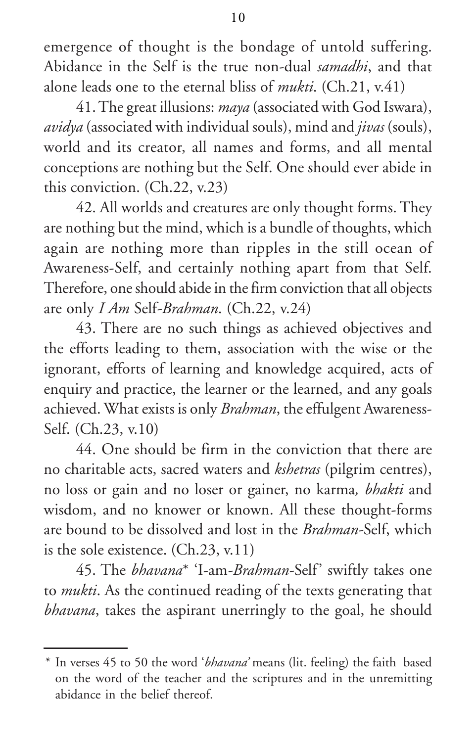emergence of thought is the bondage of untold suffering. Abidance in the Self is the true non-dual *samadhi*, and that alone leads one to the eternal bliss of *mukti*. (Ch.21, v.41)

41. The great illusions: *maya* (associated with God Iswara), *avidya* (associated with individual souls), mind and *jivas* (souls), world and its creator, all names and forms, and all mental conceptions are nothing but the Self. One should ever abide in this conviction. (Ch.22, v.23)

42. All worlds and creatures are only thought forms. They are nothing but the mind, which is a bundle of thoughts, which again are nothing more than ripples in the still ocean of Awareness-Self, and certainly nothing apart from that Self. Therefore, one should abide in the firm conviction that all objects are only *I Am* Self-*Brahman*. (Ch.22, v.24)

43. There are no such things as achieved objectives and the efforts leading to them, association with the wise or the ignorant, efforts of learning and knowledge acquired, acts of enquiry and practice, the learner or the learned, and any goals achieved. What exists is only *Brahman*, the effulgent Awareness-Self. (Ch.23, v.10)

44. One should be firm in the conviction that there are no charitable acts, sacred waters and *kshetras* (pilgrim centres), no loss or gain and no loser or gainer, no karma*,* *bhakti* and wisdom, and no knower or known. All these thought-forms are bound to be dissolved and lost in the *Brahman*-Self, which is the sole existence. (Ch.23, v.11)

45. The *bhavana*\* 'I-am-*Brahman*-Self' swiftly takes one to *mukti*. As the continued reading of the texts generating that *bhavana*, takes the aspirant unerringly to the goal, he should

---

\* In verses 45 to 50 the word '*bhavana*' means (lit. feeling) the faith based on the word of the teacher and the scriptures and in the unremitting abidance in the belief thereof.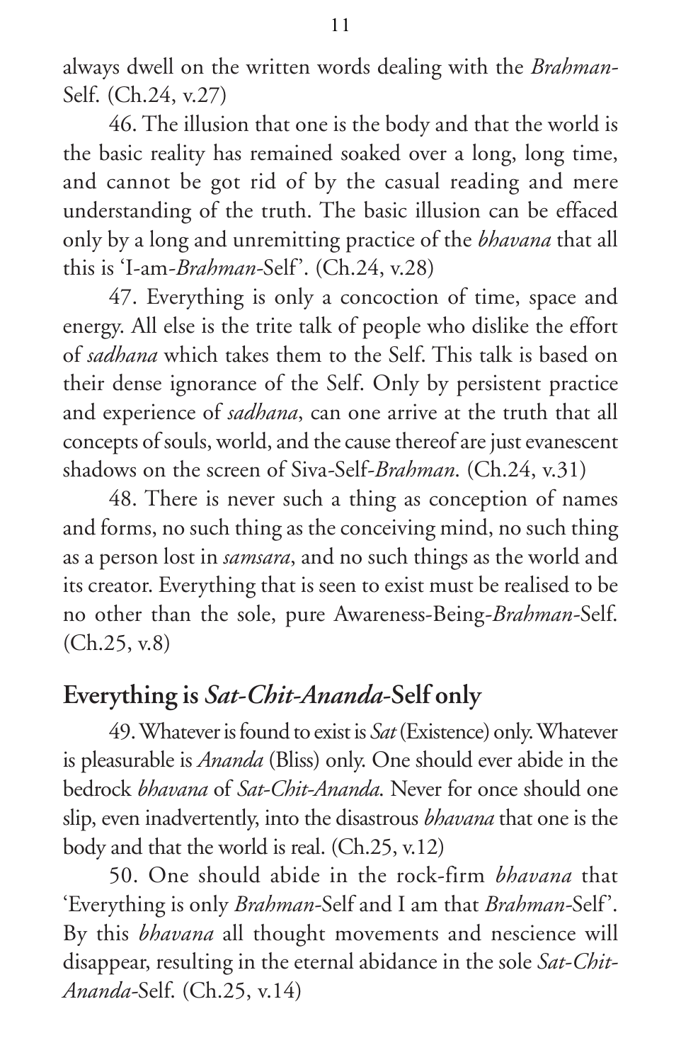always dwell on the written words dealing with the *Brahman*-Self. (Ch.24, v.27)

46. The illusion that one is the body and that the world is the basic reality has remained soaked over a long, long time, and cannot be got rid of by the casual reading and mere understanding of the truth. The basic illusion can be effaced only by a long and unremitting practice of the *bhavana* that all this is 'I-am-*Brahman*-Self'. (Ch.24, v.28)

47. Everything is only a concoction of time, space and energy. All else is the trite talk of people who dislike the effort of *sadhana* which takes them to the Self. This talk is based on their dense ignorance of the Self. Only by persistent practice and experience of *sadhana*, can one arrive at the truth that all concepts of souls, world, and the cause thereof are just evanescent shadows on the screen of Siva-Self-*Brahman*. (Ch.24, v.31)

48. There is never such a thing as conception of names and forms, no such thing as the conceiving mind, no such thing as a person lost in *samsara*, and no such things as the world and its creator. Everything that is seen to exist must be realised to be no other than the sole, pure Awareness-Being-*Brahman*-Self. (Ch.25, v.8)

## Everything is *Sat-Chit-Ananda*-Self only

49. Whatever is found to exist is *Sat* (Existence) only. Whatever is pleasurable is *Ananda* (Bliss) only. One should ever abide in the bedrock *bhavana* of *Sat-Chit-Ananda*. Never for once should one slip, even inadvertently, into the disastrous *bhavana* that one is the body and that the world is real. (Ch.25, v.12)

50. One should abide in the rock-firm *bhavana* that 'Everything is only *Brahman*-Self and I am that *Brahman*-Self'. By this *bhavana* all thought movements and nescience will disappear, resulting in the eternal abidance in the sole *Sat-Chit-Ananda*-Self. (Ch.25, v.14)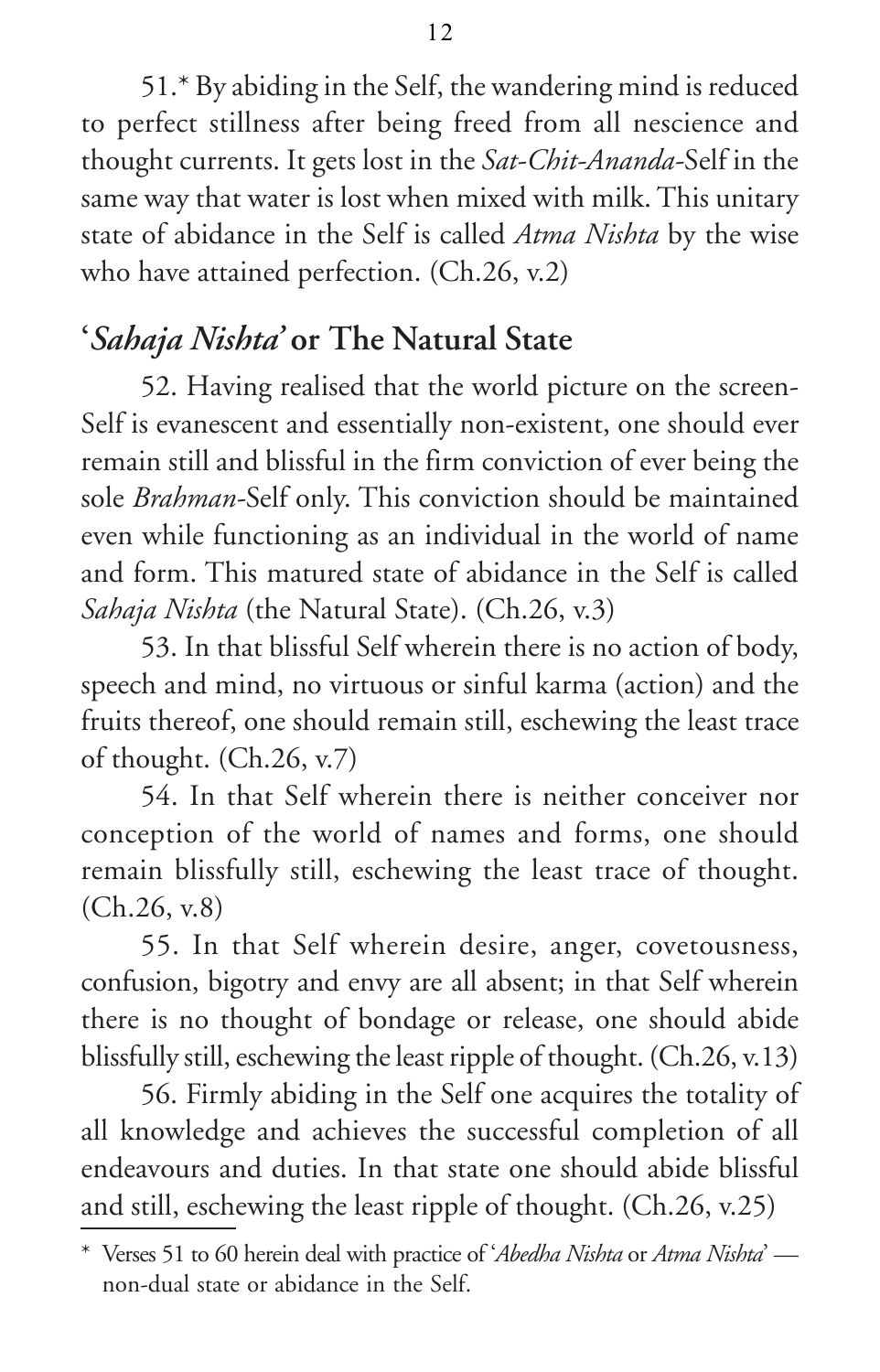51.* By abiding in the Self, the wandering mind is reduced to perfect stillness after being freed from all nescience and thought currents. It gets lost in the *Sat-Chit-Ananda*-Self in the same way that water is lost when mixed with milk. This unitary state of abidance in the Self is called *Atma Nishta* by the wise who have attained perfection. (Ch.26, v.2)

## '*Sahaja Nishta*' or The Natural State

52. Having realised that the world picture on the screen-Self is evanescent and essentially non-existent, one should ever remain still and blissful in the firm conviction of ever being the sole *Brahman*-Self only. This conviction should be maintained even while functioning as an individual in the world of name and form. This matured state of abidance in the Self is called *Sahaja Nishta* (the Natural State). (Ch.26, v.3)

53. In that blissful Self wherein there is no action of body, speech and mind, no virtuous or sinful karma (action) and the fruits thereof, one should remain still, eschewing the least trace of thought. (Ch.26, v.7)

54. In that Self wherein there is neither conceiver nor conception of the world of names and forms, one should remain blissfully still, eschewing the least trace of thought. (Ch.26, v.8)

55. In that Self wherein desire, anger, covetousness, confusion, bigotry and envy are all absent; in that Self wherein there is no thought of bondage or release, one should abide blissfully still, eschewing the least ripple of thought. (Ch.26, v.13)

56. Firmly abiding in the Self one acquires the totality of all knowledge and achieves the successful completion of all endeavours and duties. In that state one should abide blissful and still, eschewing the least ripple of thought. (Ch.26, v.25)

---

\* Verses 51 to 60 herein deal with practice of '*Abedha Nishta* or *Atma Nishta*' — non-dual state or abidance in the Self.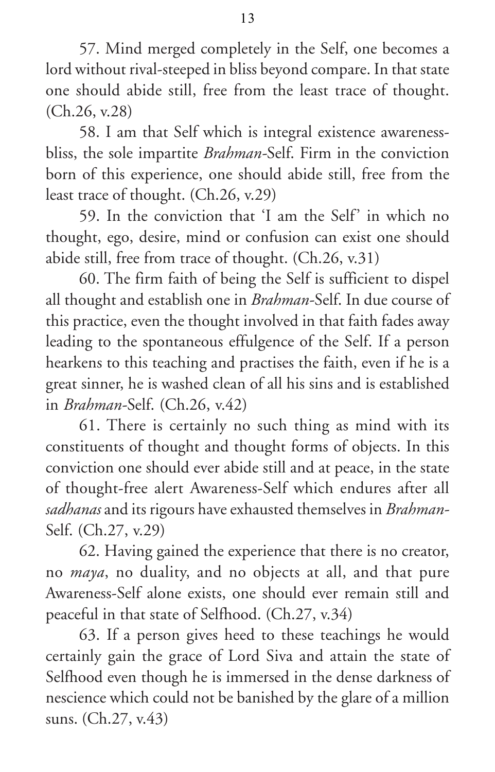57. Mind merged completely in the Self, one becomes a lord without rival-steeped in bliss beyond compare. In that state one should abide still, free from the least trace of thought. (Ch.26, v.28)

58. I am that Self which is integral existence awareness-bliss, the sole impartite *Brahman*-Self. Firm in the conviction born of this experience, one should abide still, free from the least trace of thought. (Ch.26, v.29)

59. In the conviction that 'I am the Self' in which no thought, ego, desire, mind or confusion can exist one should abide still, free from trace of thought. (Ch.26, v.31)

60. The firm faith of being the Self is sufficient to dispel all thought and establish one in *Brahman*-Self. In due course of this practice, even the thought involved in that faith fades away leading to the spontaneous effulgence of the Self. If a person hearkens to this teaching and practises the faith, even if he is a great sinner, he is washed clean of all his sins and is established in *Brahman*-Self. (Ch.26, v.42)

61. There is certainly no such thing as mind with its constituents of thought and thought forms of objects. In this conviction one should ever abide still and at peace, in the state of thought-free alert Awareness-Self which endures after all *sadhanas* and its rigours have exhausted themselves in *Brahman*-Self. (Ch.27, v.29)

62. Having gained the experience that there is no creator, no *maya*, no duality, and no objects at all, and that pure Awareness-Self alone exists, one should ever remain still and peaceful in that state of Selfhood. (Ch.27, v.34)

63. If a person gives heed to these teachings he would certainly gain the grace of Lord Siva and attain the state of Selfhood even though he is immersed in the dense darkness of nescience which could not be banished by the glare of a million suns. (Ch.27, v.43)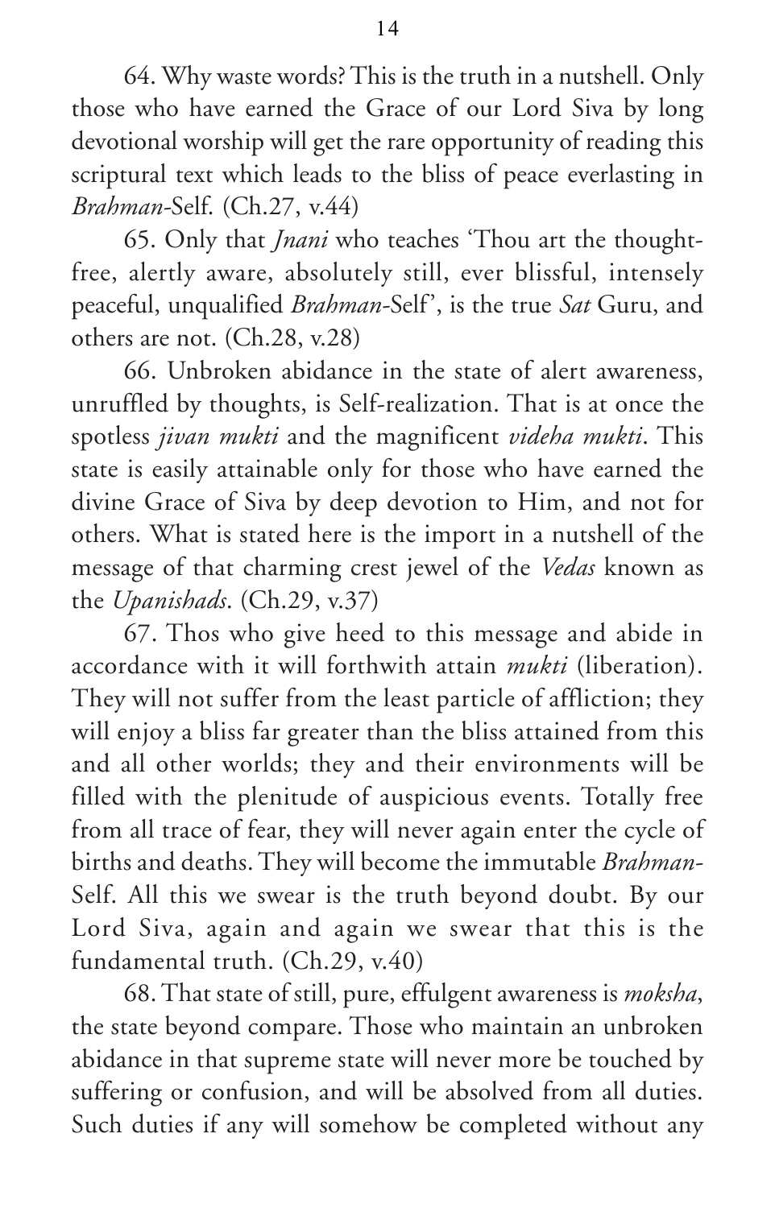64. Why waste words? This is the truth in a nutshell. Only those who have earned the Grace of our Lord Siva by long devotional worship will get the rare opportunity of reading this scriptural text which leads to the bliss of peace everlasting in *Brahman*-Self. (Ch.27, v.44)

65. Only that *Jnani* who teaches 'Thou art the thought-free, alertly aware, absolutely still, ever blissful, intensely peaceful, unqualified *Brahman*-Self', is the true *Sat* Guru, and others are not. (Ch.28, v.28)

66. Unbroken abidance in the state of alert awareness, unruffled by thoughts, is Self-realization. That is at once the spotless *jivan mukti* and the magnificent *videha mukti*. This state is easily attainable only for those who have earned the divine Grace of Siva by deep devotion to Him, and not for others. What is stated here is the import in a nutshell of the message of that charming crest jewel of the *Vedas* known as the *Upanishads*. (Ch.29, v.37)

67. Thos who give heed to this message and abide in accordance with it will forthwith attain *mukti* (liberation). They will not suffer from the least particle of affliction; they will enjoy a bliss far greater than the bliss attained from this and all other worlds; they and their environments will be filled with the plenitude of auspicious events. Totally free from all trace of fear, they will never again enter the cycle of births and deaths. They will become the immutable *Brahman*-Self. All this we swear is the truth beyond doubt. By our Lord Siva, again and again we swear that this is the fundamental truth. (Ch.29, v.40)

68. That state of still, pure, effulgent awareness is *moksha*, the state beyond compare. Those who maintain an unbroken abidance in that supreme state will never more be touched by suffering or confusion, and will be absolved from all duties. Such duties if any will somehow be completed without any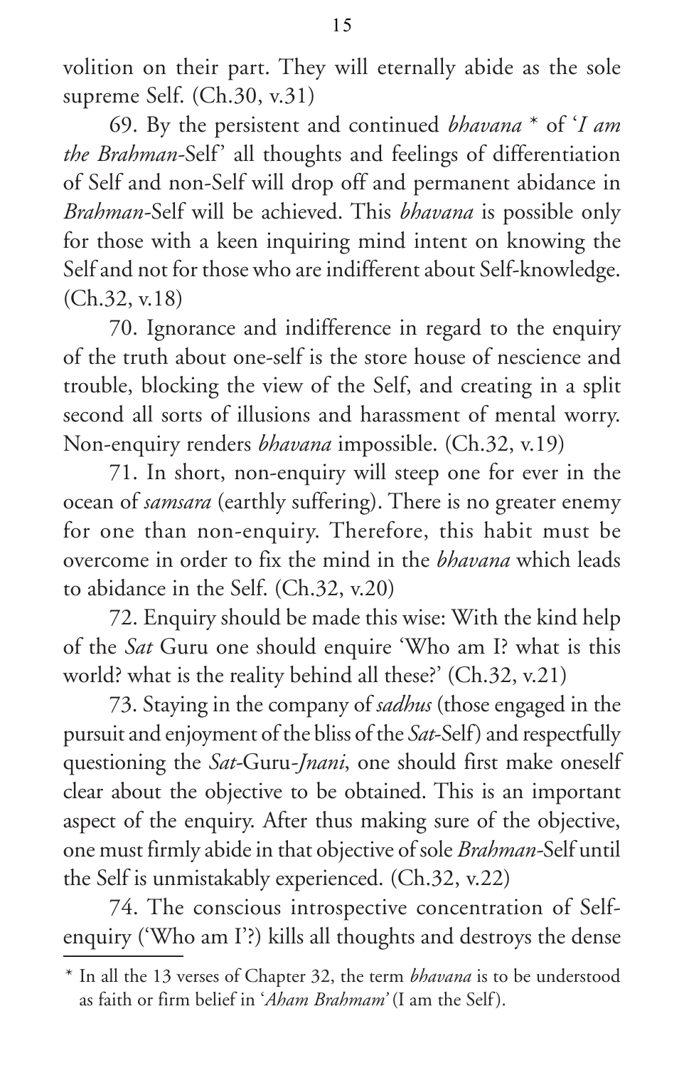volition on their part. They will eternally abide as the sole supreme Self. (Ch.30, v.31)

69. By the persistent and continued *bhavana* * of '*I am the Brahman*-Self' all thoughts and feelings of differentiation of Self and non-Self will drop off and permanent abidance in *Brahman*-Self will be achieved. This *bhavana* is possible only for those with a keen inquiring mind intent on knowing the Self and not for those who are indifferent about Self-knowledge. (Ch.32, v.18)

70. Ignorance and indifference in regard to the enquiry of the truth about one-self is the store house of nescience and trouble, blocking the view of the Self, and creating in a split second all sorts of illusions and harassment of mental worry. Non-enquiry renders *bhavana* impossible. (Ch.32, v.19)

71. In short, non-enquiry will steep one for ever in the ocean of *samsara* (earthly suffering). There is no greater enemy for one than non-enquiry. Therefore, this habit must be overcome in order to fix the mind in the *bhavana* which leads to abidance in the Self. (Ch.32, v.20)

72. Enquiry should be made this wise: With the kind help of the *Sat* Guru one should enquire 'Who am I? what is this world? what is the reality behind all these?' (Ch.32, v.21)

73. Staying in the company of *sadhus* (those engaged in the pursuit and enjoyment of the bliss of the *Sat*-Self) and respectfully questioning the *Sat*-Guru-*Jnani*, one should first make oneself clear about the objective to be obtained. This is an important aspect of the enquiry. After thus making sure of the objective, one must firmly abide in that objective of sole *Brahman*-Self until the Self is unmistakably experienced. (Ch.32, v.22)

74. The conscious introspective concentration of Self-enquiry ('Who am I'?) kills all thoughts and destroys the dense

\* In all the 13 verses of Chapter 32, the term *bhavana* is to be understood as faith or firm belief in '*Aham Brahmam*' (I am the Self).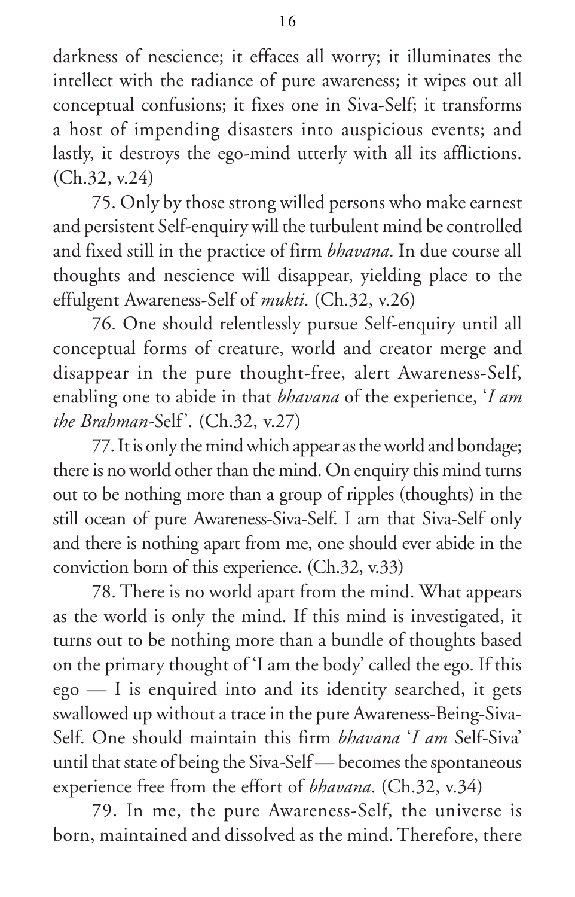darkness of nescience; it effaces all worry; it illuminates the intellect with the radiance of pure awareness; it wipes out all conceptual confusions; it fixes one in Siva-Self; it transforms a host of impending disasters into auspicious events; and lastly, it destroys the ego-mind utterly with all its afflictions. (Ch.32, v.24)

75. Only by those strong willed persons who make earnest and persistent Self-enquiry will the turbulent mind be controlled and fixed still in the practice of firm *bhavana*. In due course all thoughts and nescience will disappear, yielding place to the effulgent Awareness-Self of *mukti*. (Ch.32, v.26)

76. One should relentlessly pursue Self-enquiry until all conceptual forms of creature, world and creator merge and disappear in the pure thought-free, alert Awareness-Self, enabling one to abide in that *bhavana* of the experience, '*I am the Brahman*-Self'. (Ch.32, v.27)

77. It is only the mind which appear as the world and bondage; there is no world other than the mind. On enquiry this mind turns out to be nothing more than a group of ripples (thoughts) in the still ocean of pure Awareness-Siva-Self. I am that Siva-Self only and there is nothing apart from me, one should ever abide in the conviction born of this experience. (Ch.32, v.33)

78. There is no world apart from the mind. What appears as the world is only the mind. If this mind is investigated, it turns out to be nothing more than a bundle of thoughts based on the primary thought of 'I am the body' called the ego. If this ego — I is enquired into and its identity searched, it gets swallowed up without a trace in the pure Awareness-Being-Siva-Self. One should maintain this firm *bhavana* '*I am* Self-Siva' until that state of being the Siva-Self — becomes the spontaneous experience free from the effort of *bhavana*. (Ch.32, v.34)

79. In me, the pure Awareness-Self, the universe is born, maintained and dissolved as the mind. Therefore, there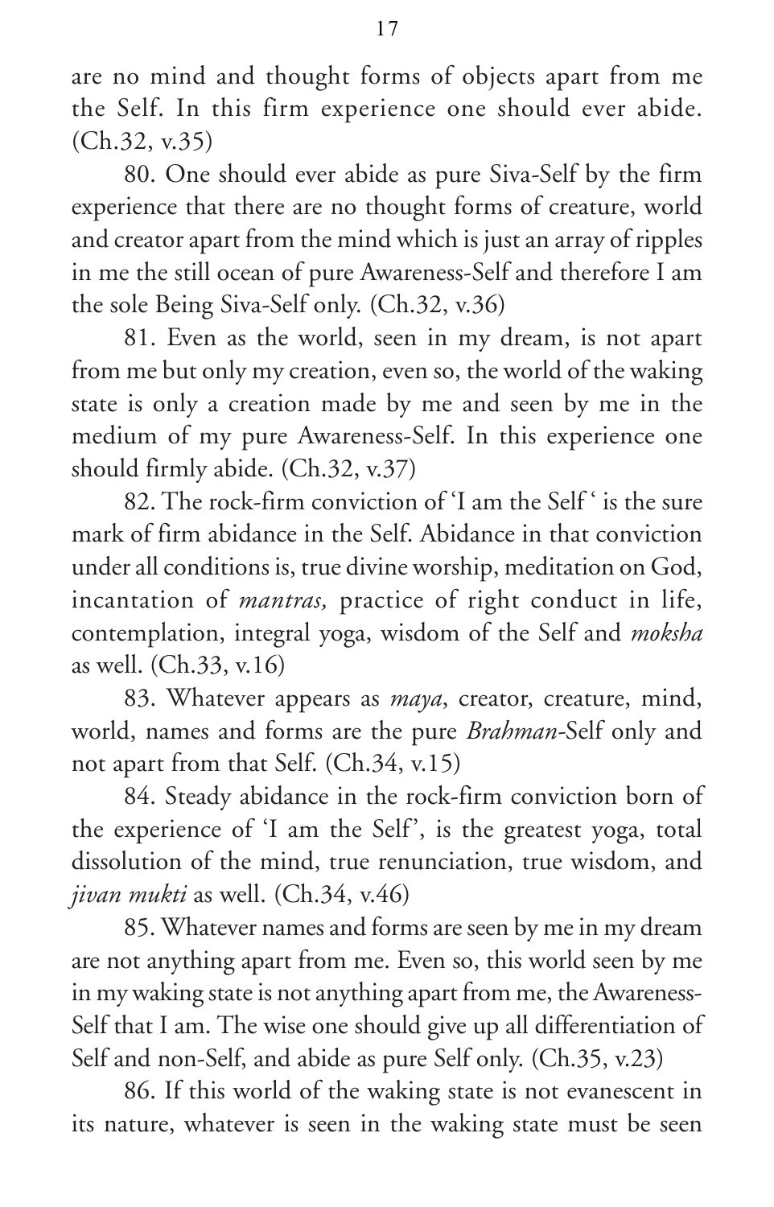are no mind and thought forms of objects apart from me the Self. In this firm experience one should ever abide. (Ch.32, v.35)

80. One should ever abide as pure Siva-Self by the firm experience that there are no thought forms of creature, world and creator apart from the mind which is just an array of ripples in me the still ocean of pure Awareness-Self and therefore I am the sole Being Siva-Self only. (Ch.32, v.36)

81. Even as the world, seen in my dream, is not apart from me but only my creation, even so, the world of the waking state is only a creation made by me and seen by me in the medium of my pure Awareness-Self. In this experience one should firmly abide. (Ch.32, v.37)

82. The rock-firm conviction of 'I am the Self ' is the sure mark of firm abidance in the Self. Abidance in that conviction under all conditions is, true divine worship, meditation on God, incantation of *mantras,* practice of right conduct in life, contemplation, integral yoga, wisdom of the Self and *moksha* as well. (Ch.33, v.16)

83. Whatever appears as *maya*, creator, creature, mind, world, names and forms are the pure *Brahman*-Self only and not apart from that Self. (Ch.34, v.15)

84. Steady abidance in the rock-firm conviction born of the experience of 'I am the Self', is the greatest yoga, total dissolution of the mind, true renunciation, true wisdom, and *jivan mukti* as well. (Ch.34, v.46)

85. Whatever names and forms are seen by me in my dream are not anything apart from me. Even so, this world seen by me in my waking state is not anything apart from me, the Awareness-Self that I am. The wise one should give up all differentiation of Self and non-Self, and abide as pure Self only. (Ch.35, v.23)

86. If this world of the waking state is not evanescent in its nature, whatever is seen in the waking state must be seen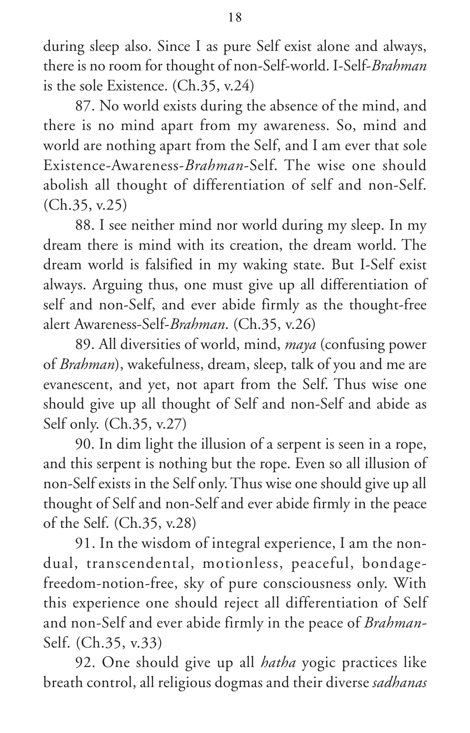during sleep also. Since I as pure Self exist alone and always, there is no room for thought of non-Self-world. I-Self-*Brahman* is the sole Existence. (Ch.35, v.24)

87. No world exists during the absence of the mind, and there is no mind apart from my awareness. So, mind and world are nothing apart from the Self, and I am ever that sole Existence-Awareness-*Brahman*-Self. The wise one should abolish all thought of differentiation of self and non-Self. (Ch.35, v.25)

88. I see neither mind nor world during my sleep. In my dream there is mind with its creation, the dream world. The dream world is falsified in my waking state. But I-Self exist always. Arguing thus, one must give up all differentiation of self and non-Self, and ever abide firmly as the thought-free alert Awareness-Self-*Brahman*. (Ch.35, v.26)

89. All diversities of world, mind, *maya* (confusing power of *Brahman*), wakefulness, dream, sleep, talk of you and me are evanescent, and yet, not apart from the Self. Thus wise one should give up all thought of Self and non-Self and abide as Self only. (Ch.35, v.27)

90. In dim light the illusion of a serpent is seen in a rope, and this serpent is nothing but the rope. Even so all illusion of non-Self exists in the Self only. Thus wise one should give up all thought of Self and non-Self and ever abide firmly in the peace of the Self. (Ch.35, v.28)

91. In the wisdom of integral experience, I am the non-dual, transcendental, motionless, peaceful, bondage-freedom-notion-free, sky of pure consciousness only. With this experience one should reject all differentiation of Self and non-Self and ever abide firmly in the peace of *Brahman*-Self. (Ch.35, v.33)

92. One should give up all *hatha* yogic practices like breath control, all religious dogmas and their diverse *sadhanas*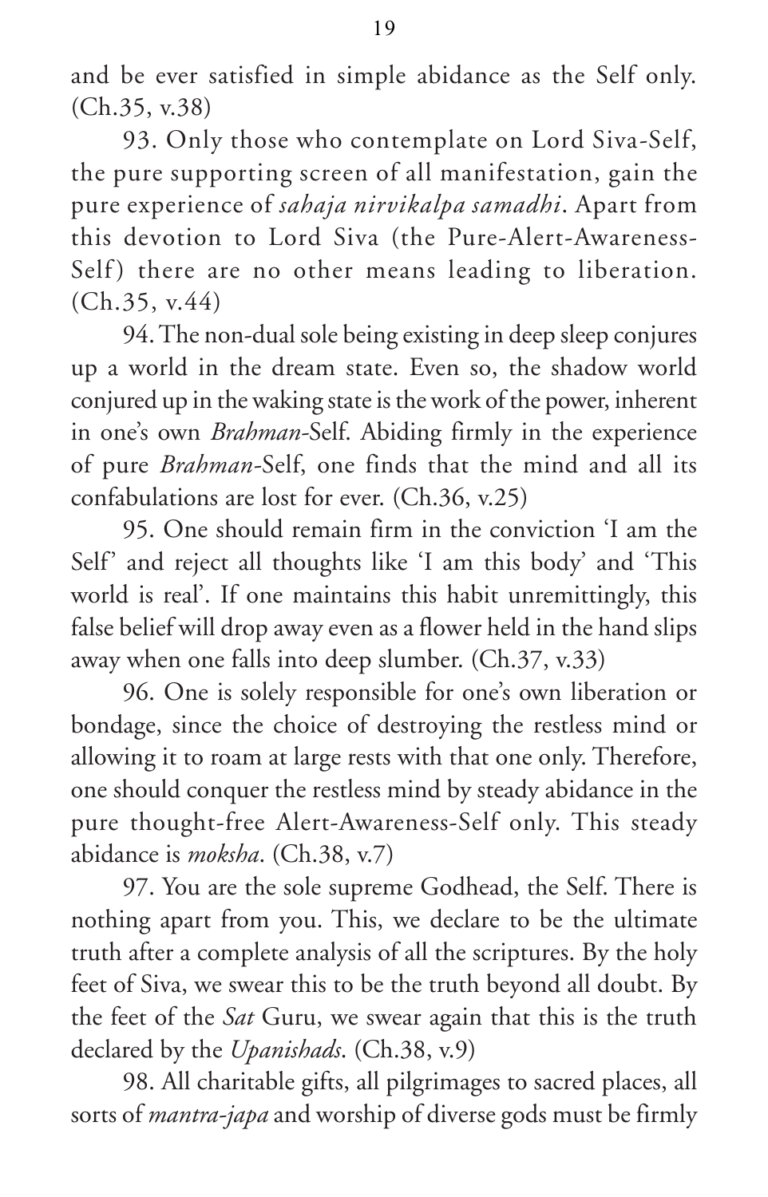and be ever satisfied in simple abidance as the Self only. (Ch.35, v.38)

93. Only those who contemplate on Lord Siva-Self, the pure supporting screen of all manifestation, gain the pure experience of *sahaja nirvikalpa samadhi*. Apart from this devotion to Lord Siva (the Pure-Alert-Awareness-Self) there are no other means leading to liberation. (Ch.35, v.44)

94. The non-dual sole being existing in deep sleep conjures up a world in the dream state. Even so, the shadow world conjured up in the waking state is the work of the power, inherent in one's own *Brahman*-Self. Abiding firmly in the experience of pure *Brahman*-Self, one finds that the mind and all its confabulations are lost for ever. (Ch.36, v.25)

95. One should remain firm in the conviction 'I am the Self' and reject all thoughts like 'I am this body' and 'This world is real'. If one maintains this habit unremittingly, this false belief will drop away even as a flower held in the hand slips away when one falls into deep slumber. (Ch.37, v.33)

96. One is solely responsible for one's own liberation or bondage, since the choice of destroying the restless mind or allowing it to roam at large rests with that one only. Therefore, one should conquer the restless mind by steady abidance in the pure thought-free Alert-Awareness-Self only. This steady abidance is *moksha*. (Ch.38, v.7)

97. You are the sole supreme Godhead, the Self. There is nothing apart from you. This, we declare to be the ultimate truth after a complete analysis of all the scriptures. By the holy feet of Siva, we swear this to be the truth beyond all doubt. By the feet of the *Sat* Guru, we swear again that this is the truth declared by the *Upanishads*. (Ch.38, v.9)

98. All charitable gifts, all pilgrimages to sacred places, all sorts of *mantra-japa* and worship of diverse gods must be firmly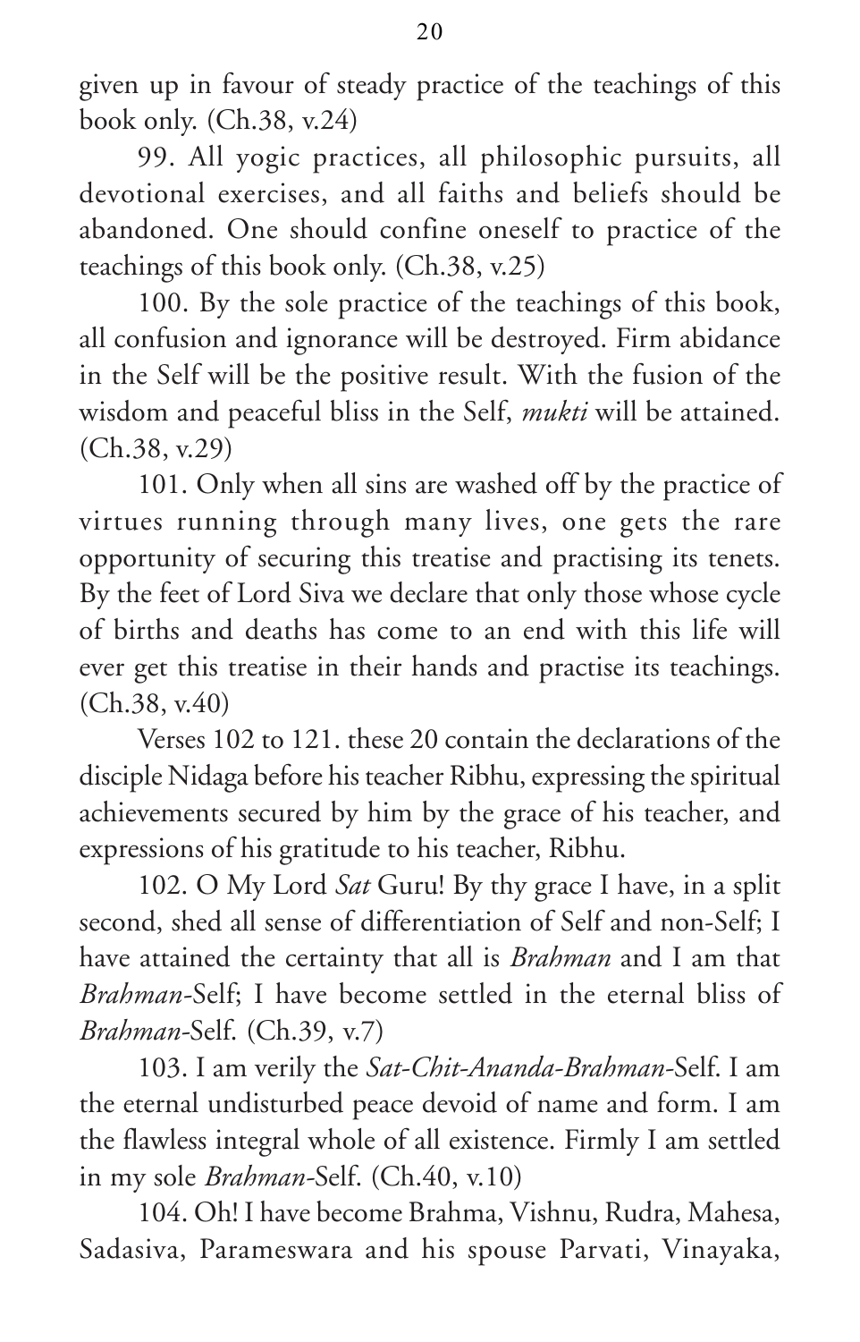given up in favour of steady practice of the teachings of this book only. (Ch.38, v.24)

99. All yogic practices, all philosophic pursuits, all devotional exercises, and all faiths and beliefs should be abandoned. One should confine oneself to practice of the teachings of this book only. (Ch.38, v.25)

100. By the sole practice of the teachings of this book, all confusion and ignorance will be destroyed. Firm abidance in the Self will be the positive result. With the fusion of the wisdom and peaceful bliss in the Self, *mukti* will be attained. (Ch.38, v.29)

101. Only when all sins are washed off by the practice of virtues running through many lives, one gets the rare opportunity of securing this treatise and practising its tenets. By the feet of Lord Siva we declare that only those whose cycle of births and deaths has come to an end with this life will ever get this treatise in their hands and practise its teachings. (Ch.38, v.40)

Verses 102 to 121. these 20 contain the declarations of the disciple Nidaga before his teacher Ribhu, expressing the spiritual achievements secured by him by the grace of his teacher, and expressions of his gratitude to his teacher, Ribhu.

102. O My Lord *Sat* Guru! By thy grace I have, in a split second, shed all sense of differentiation of Self and non-Self; I have attained the certainty that all is *Brahman* and I am that *Brahman*-Self; I have become settled in the eternal bliss of *Brahman*-Self. (Ch.39, v.7)

103. I am verily the *Sat-Chit-Ananda-Brahman*-Self. I am the eternal undisturbed peace devoid of name and form. I am the flawless integral whole of all existence. Firmly I am settled in my sole *Brahman*-Self. (Ch.40, v.10)

104. Oh! I have become Brahma, Vishnu, Rudra, Mahesa, Sadasiva, Parameswara and his spouse Parvati, Vinayaka,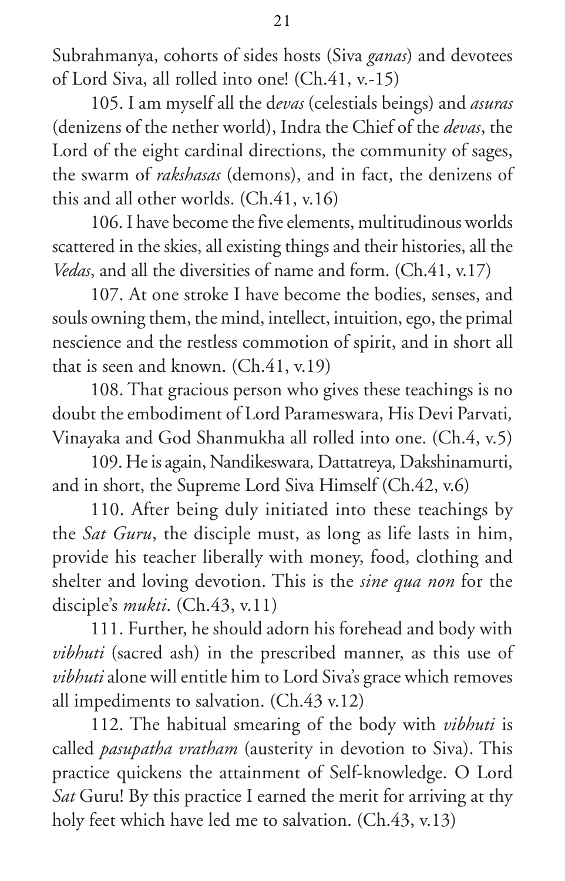Subrahmanya, cohorts of sides hosts (Siva *ganas*) and devotees of Lord Siva, all rolled into one! (Ch.41, v.-15)

105. I am myself all the d*evas* (celestials beings) and *asuras* (denizens of the nether world), Indra the Chief of the *devas*, the Lord of the eight cardinal directions, the community of sages, the swarm of *rakshasas* (demons), and in fact, the denizens of this and all other worlds. (Ch.41, v.16)

106. I have become the five elements, multitudinous worlds scattered in the skies, all existing things and their histories, all the *Vedas*, and all the diversities of name and form. (Ch.41, v.17)

107. At one stroke I have become the bodies, senses, and souls owning them, the mind, intellect, intuition, ego, the primal nescience and the restless commotion of spirit, and in short all that is seen and known. (Ch.41, v.19)

108. That gracious person who gives these teachings is no doubt the embodiment of Lord Parameswara, His Devi Parvati, Vinayaka and God Shanmukha all rolled into one. (Ch.4, v.5)

109. He is again, Nandikeswara, Dattatreya, Dakshinamurti, and in short, the Supreme Lord Siva Himself (Ch.42, v.6)

110. After being duly initiated into these teachings by the *Sat Guru*, the disciple must, as long as life lasts in him, provide his teacher liberally with money, food, clothing and shelter and loving devotion. This is the *sine qua non* for the disciple's *mukti*. (Ch.43, v.11)

111. Further, he should adorn his forehead and body with *vibhuti* (sacred ash) in the prescribed manner, as this use of *vibhuti* alone will entitle him to Lord Siva's grace which removes all impediments to salvation. (Ch.43 v.12)

112. The habitual smearing of the body with *vibhuti* is called *pasupatha vratham* (austerity in devotion to Siva). This practice quickens the attainment of Self-knowledge. O Lord *Sat* Guru! By this practice I earned the merit for arriving at thy holy feet which have led me to salvation. (Ch.43, v.13)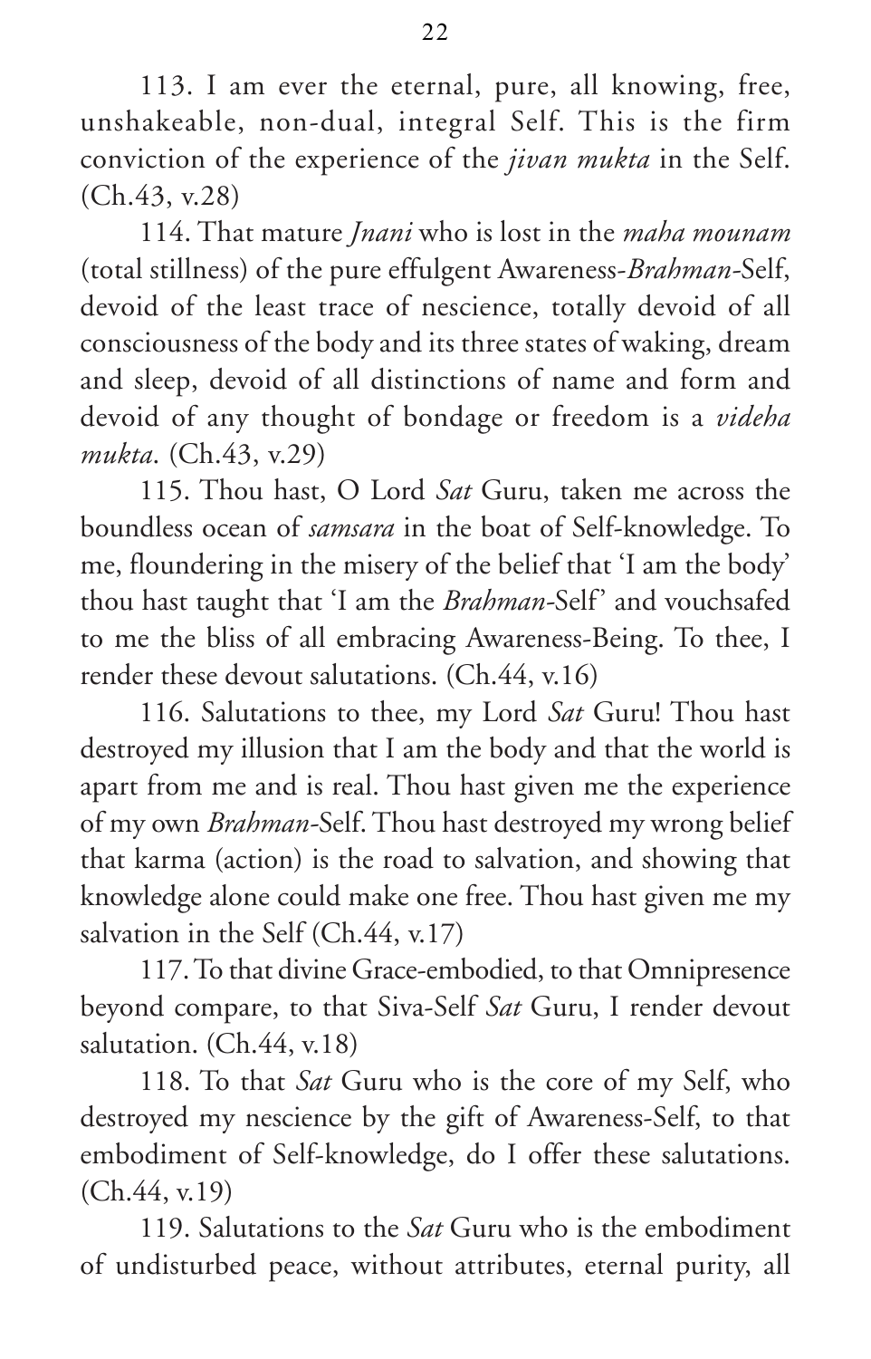113. I am ever the eternal, pure, all knowing, free, unshakeable, non-dual, integral Self. This is the firm conviction of the experience of the *jivan mukta* in the Self. (Ch.43, v.28)

114. That mature *Jnani* who is lost in the *maha mounam* (total stillness) of the pure effulgent Awareness-*Brahman*-Self, devoid of the least trace of nescience, totally devoid of all consciousness of the body and its three states of waking, dream and sleep, devoid of all distinctions of name and form and devoid of any thought of bondage or freedom is a *videha mukta*. (Ch.43, v.29)

115. Thou hast, O Lord *Sat* Guru, taken me across the boundless ocean of *samsara* in the boat of Self-knowledge. To me, floundering in the misery of the belief that 'I am the body' thou hast taught that 'I am the *Brahman*-Self' and vouchsafed to me the bliss of all embracing Awareness-Being. To thee, I render these devout salutations. (Ch.44, v.16)

116. Salutations to thee, my Lord *Sat* Guru! Thou hast destroyed my illusion that I am the body and that the world is apart from me and is real. Thou hast given me the experience of my own *Brahman*-Self. Thou hast destroyed my wrong belief that karma (action) is the road to salvation, and showing that knowledge alone could make one free. Thou hast given me my salvation in the Self (Ch.44, v.17)

117. To that divine Grace-embodied, to that Omnipresence beyond compare, to that Siva-Self *Sat* Guru, I render devout salutation. (Ch.44, v.18)

118. To that *Sat* Guru who is the core of my Self, who destroyed my nescience by the gift of Awareness-Self, to that embodiment of Self-knowledge, do I offer these salutations. (Ch.44, v.19)

119. Salutations to the *Sat* Guru who is the embodiment of undisturbed peace, without attributes, eternal purity, all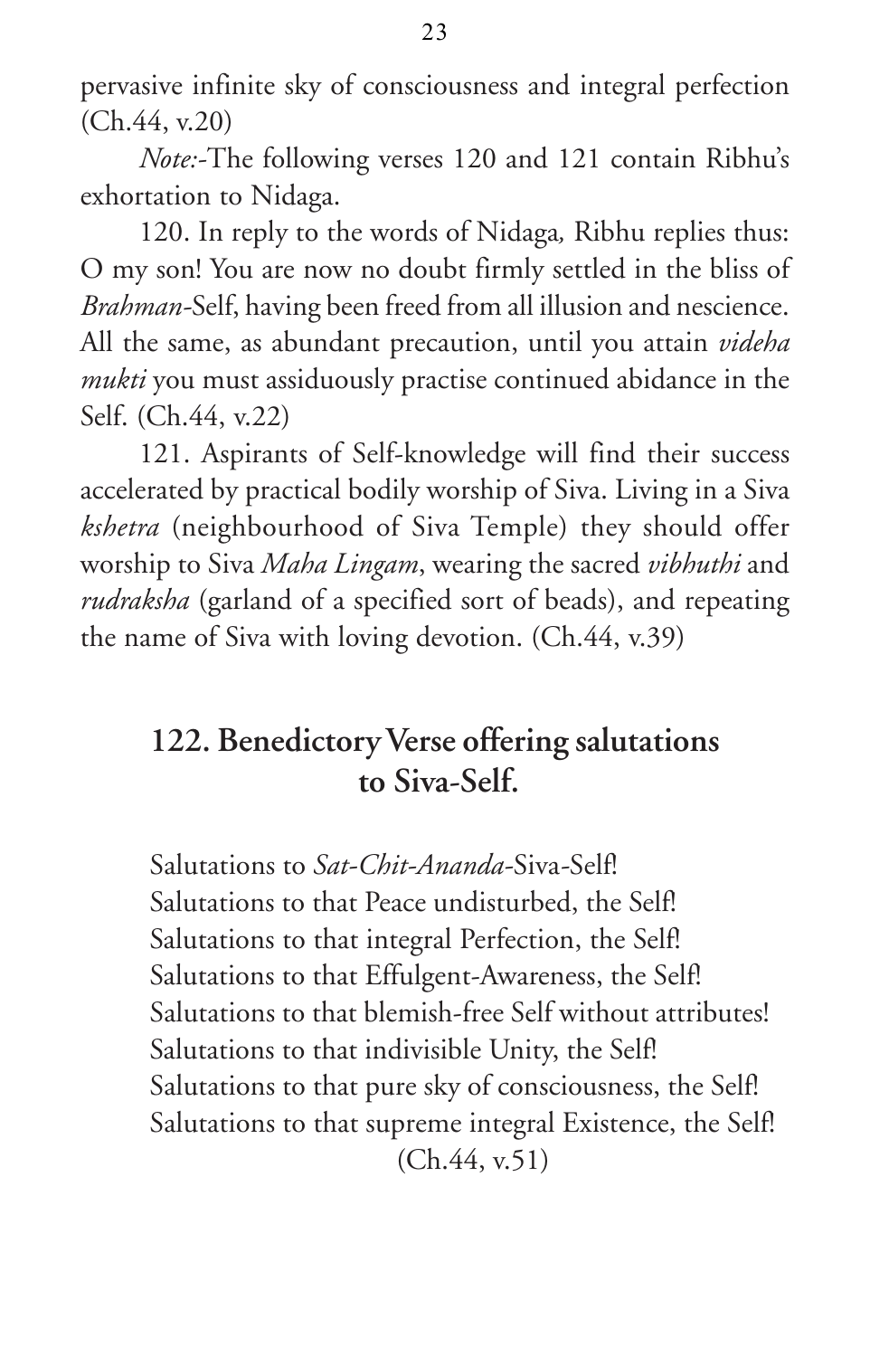pervasive infinite sky of consciousness and integral perfection (Ch.44, v.20)

*Note:-*The following verses 120 and 121 contain Ribhu's exhortation to Nidaga.

120. In reply to the words of Nidaga*,* Ribhu replies thus: O my son! You are now no doubt firmly settled in the bliss of *Brahman*-Self, having been freed from all illusion and nescience. All the same, as abundant precaution, until you attain *videha mukti* you must assiduously practise continued abidance in the Self. (Ch.44, v.22)

121. Aspirants of Self-knowledge will find their success accelerated by practical bodily worship of Siva. Living in a Siva *kshetra* (neighbourhood of Siva Temple) they should offer worship to Siva *Maha Lingam*, wearing the sacred *vibhuthi* and *rudraksha* (garland of a specified sort of beads), and repeating the name of Siva with loving devotion. (Ch.44, v.39)

## 122. Benedictory Verse offering salutations to Siva-Self.

Salutations to *Sat-Chit-Ananda*-Siva-Self!
Salutations to that Peace undisturbed, the Self!
Salutations to that integral Perfection, the Self!
Salutations to that Effulgent-Awareness, the Self!
Salutations to that blemish-free Self without attributes!
Salutations to that indivisible Unity, the Self!
Salutations to that pure sky of consciousness, the Self!
Salutations to that supreme integral Existence, the Self!
(Ch.44, v.51)